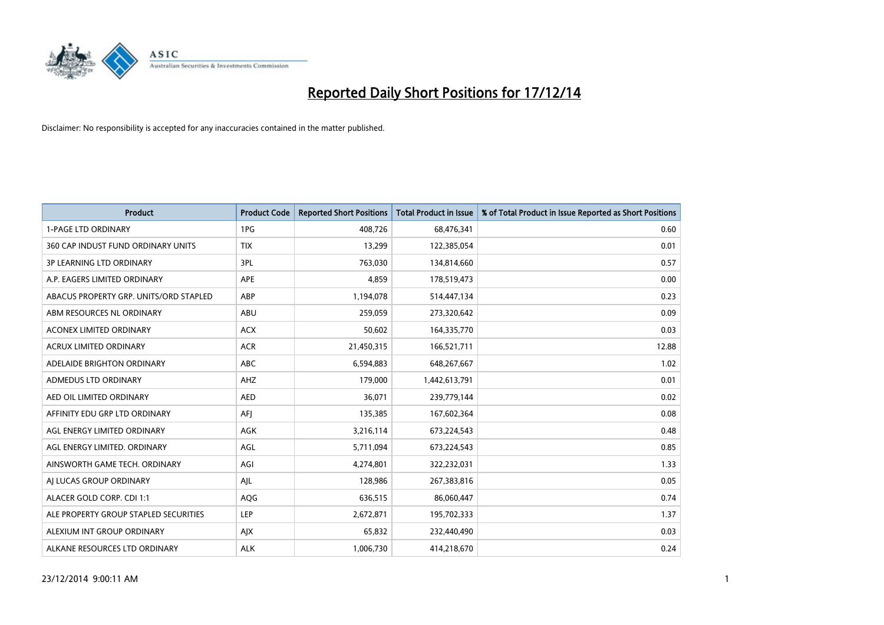# Reported Daily Short Positions for 17/12/14

Disclaimer: No responsibility is accepted for any inaccuracies contained in the matter published.

| Product | Product Code | Reported Short Positions | Total Product in Issue | % of Total Product in Issue Reported as Short Positions |
|---|---|---|---|---|
| 1-PAGE LTD ORDINARY | 1PG | 408,726 | 68,476,341 | 0.60 |
| 360 CAP INDUST FUND ORDINARY UNITS | TIX | 13,299 | 122,385,054 | 0.01 |
| 3P LEARNING LTD ORDINARY | 3PL | 763,030 | 134,814,660 | 0.57 |
| A.P. EAGERS LIMITED ORDINARY | APE | 4,859 | 178,519,473 | 0.00 |
| ABACUS PROPERTY GRP. UNITS/ORD STAPLED | ABP | 1,194,078 | 514,447,134 | 0.23 |
| ABM RESOURCES NL ORDINARY | ABU | 259,059 | 273,320,642 | 0.09 |
| ACONEX LIMITED ORDINARY | ACX | 50,602 | 164,335,770 | 0.03 |
| ACRUX LIMITED ORDINARY | ACR | 21,450,315 | 166,521,711 | 12.88 |
| ADELAIDE BRIGHTON ORDINARY | ABC | 6,594,883 | 648,267,667 | 1.02 |
| ADMEDUS LTD ORDINARY | AHZ | 179,000 | 1,442,613,791 | 0.01 |
| AED OIL LIMITED ORDINARY | AED | 36,071 | 239,779,144 | 0.02 |
| AFFINITY EDU GRP LTD ORDINARY | AFJ | 135,385 | 167,602,364 | 0.08 |
| AGL ENERGY LIMITED ORDINARY | AGK | 3,216,114 | 673,224,543 | 0.48 |
| AGL ENERGY LIMITED. ORDINARY | AGL | 5,711,094 | 673,224,543 | 0.85 |
| AINSWORTH GAME TECH. ORDINARY | AGI | 4,274,801 | 322,232,031 | 1.33 |
| AJ LUCAS GROUP ORDINARY | AJL | 128,986 | 267,383,816 | 0.05 |
| ALACER GOLD CORP. CDI 1:1 | AQG | 636,515 | 86,060,447 | 0.74 |
| ALE PROPERTY GROUP STAPLED SECURITIES | LEP | 2,672,871 | 195,702,333 | 1.37 |
| ALEXIUM INT GROUP ORDINARY | AJX | 65,832 | 232,440,490 | 0.03 |
| ALKANE RESOURCES LTD ORDINARY | ALK | 1,006,730 | 414,218,670 | 0.24 |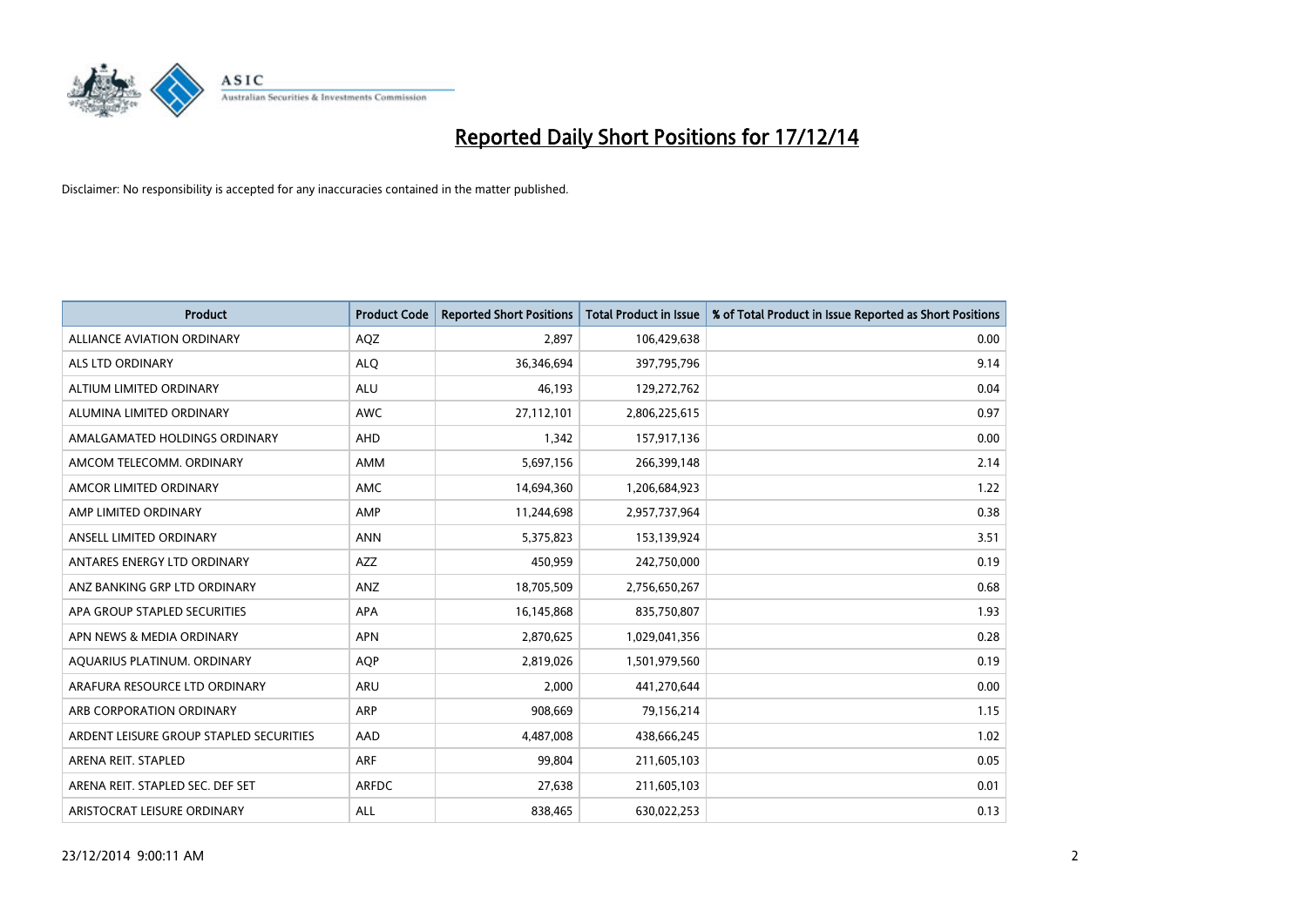# Reported Daily Short Positions for 17/12/14

Disclaimer: No responsibility is accepted for any inaccuracies contained in the matter published.

| Product | Product Code | Reported Short Positions | Total Product in Issue | % of Total Product in Issue Reported as Short Positions |
|---|---|---|---|---|
| ALLIANCE AVIATION ORDINARY | AQZ | 2,897 | 106,429,638 | 0.00 |
| ALS LTD ORDINARY | ALQ | 36,346,694 | 397,795,796 | 9.14 |
| ALTIUM LIMITED ORDINARY | ALU | 46,193 | 129,272,762 | 0.04 |
| ALUMINA LIMITED ORDINARY | AWC | 27,112,101 | 2,806,225,615 | 0.97 |
| AMALGAMATED HOLDINGS ORDINARY | AHD | 1,342 | 157,917,136 | 0.00 |
| AMCOM TELECOMM. ORDINARY | AMM | 5,697,156 | 266,399,148 | 2.14 |
| AMCOR LIMITED ORDINARY | AMC | 14,694,360 | 1,206,684,923 | 1.22 |
| AMP LIMITED ORDINARY | AMP | 11,244,698 | 2,957,737,964 | 0.38 |
| ANSELL LIMITED ORDINARY | ANN | 5,375,823 | 153,139,924 | 3.51 |
| ANTARES ENERGY LTD ORDINARY | AZZ | 450,959 | 242,750,000 | 0.19 |
| ANZ BANKING GRP LTD ORDINARY | ANZ | 18,705,509 | 2,756,650,267 | 0.68 |
| APA GROUP STAPLED SECURITIES | APA | 16,145,868 | 835,750,807 | 1.93 |
| APN NEWS & MEDIA ORDINARY | APN | 2,870,625 | 1,029,041,356 | 0.28 |
| AQUARIUS PLATINUM. ORDINARY | AQP | 2,819,026 | 1,501,979,560 | 0.19 |
| ARAFURA RESOURCE LTD ORDINARY | ARU | 2,000 | 441,270,644 | 0.00 |
| ARB CORPORATION ORDINARY | ARP | 908,669 | 79,156,214 | 1.15 |
| ARDENT LEISURE GROUP STAPLED SECURITIES | AAD | 4,487,008 | 438,666,245 | 1.02 |
| ARENA REIT. STAPLED | ARF | 99,804 | 211,605,103 | 0.05 |
| ARENA REIT. STAPLED SEC. DEF SET | ARFDC | 27,638 | 211,605,103 | 0.01 |
| ARISTOCRAT LEISURE ORDINARY | ALL | 838,465 | 630,022,253 | 0.13 |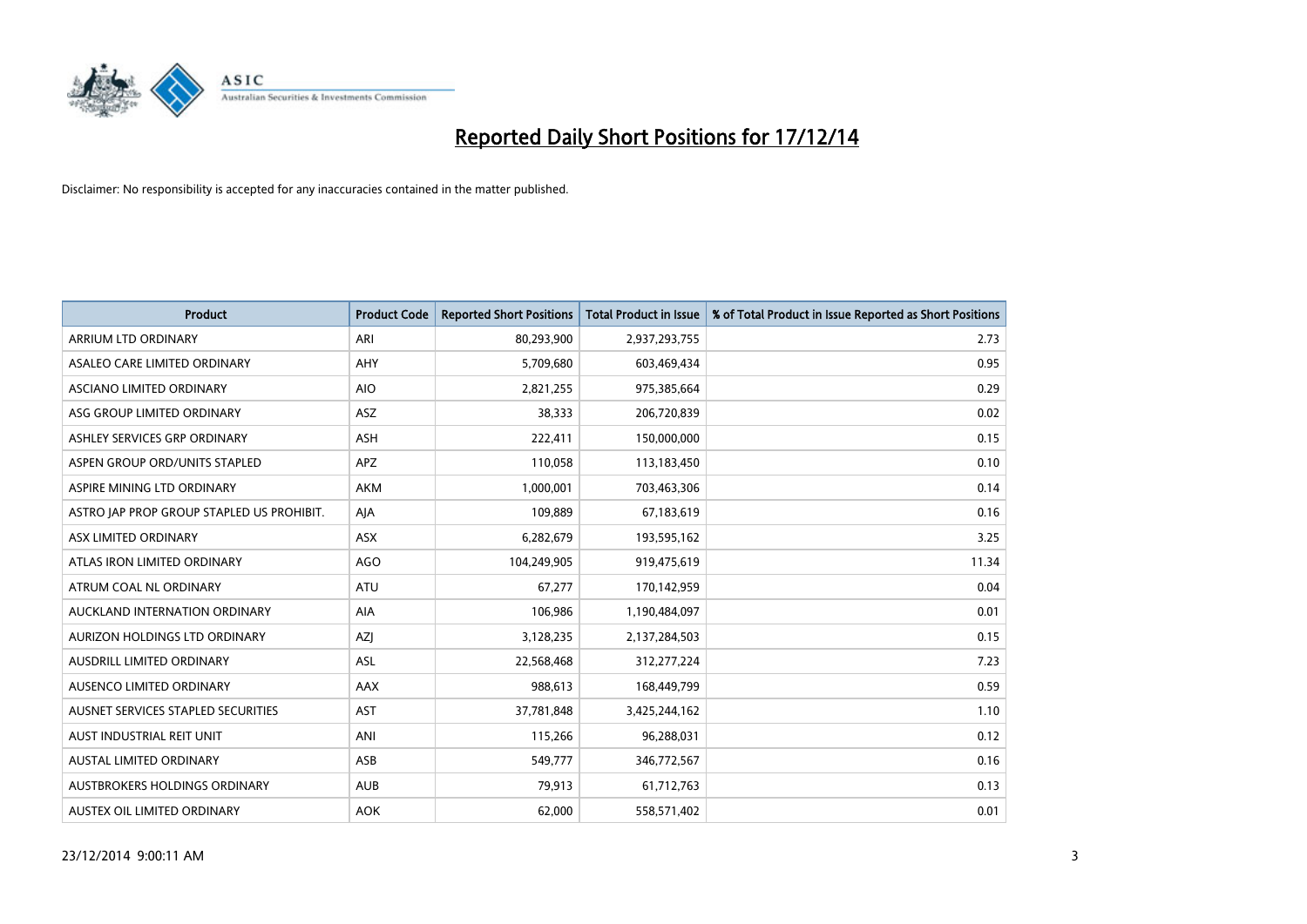# Reported Daily Short Positions for 17/12/14

Disclaimer: No responsibility is accepted for any inaccuracies contained in the matter published.

| Product | Product Code | Reported Short Positions | Total Product in Issue | % of Total Product in Issue Reported as Short Positions |
|---|---|---|---|---|
| ARRIUM LTD ORDINARY | ARI | 80,293,900 | 2,937,293,755 | 2.73 |
| ASALEO CARE LIMITED ORDINARY | AHY | 5,709,680 | 603,469,434 | 0.95 |
| ASCIANO LIMITED ORDINARY | AIO | 2,821,255 | 975,385,664 | 0.29 |
| ASG GROUP LIMITED ORDINARY | ASZ | 38,333 | 206,720,839 | 0.02 |
| ASHLEY SERVICES GRP ORDINARY | ASH | 222,411 | 150,000,000 | 0.15 |
| ASPEN GROUP ORD/UNITS STAPLED | APZ | 110,058 | 113,183,450 | 0.10 |
| ASPIRE MINING LTD ORDINARY | AKM | 1,000,001 | 703,463,306 | 0.14 |
| ASTRO JAP PROP GROUP STAPLED US PROHIBIT. | AJA | 109,889 | 67,183,619 | 0.16 |
| ASX LIMITED ORDINARY | ASX | 6,282,679 | 193,595,162 | 3.25 |
| ATLAS IRON LIMITED ORDINARY | AGO | 104,249,905 | 919,475,619 | 11.34 |
| ATRUM COAL NL ORDINARY | ATU | 67,277 | 170,142,959 | 0.04 |
| AUCKLAND INTERNATION ORDINARY | AIA | 106,986 | 1,190,484,097 | 0.01 |
| AURIZON HOLDINGS LTD ORDINARY | AZJ | 3,128,235 | 2,137,284,503 | 0.15 |
| AUSDRILL LIMITED ORDINARY | ASL | 22,568,468 | 312,277,224 | 7.23 |
| AUSENCO LIMITED ORDINARY | AAX | 988,613 | 168,449,799 | 0.59 |
| AUSNET SERVICES STAPLED SECURITIES | AST | 37,781,848 | 3,425,244,162 | 1.10 |
| AUST INDUSTRIAL REIT UNIT | ANI | 115,266 | 96,288,031 | 0.12 |
| AUSTAL LIMITED ORDINARY | ASB | 549,777 | 346,772,567 | 0.16 |
| AUSTBROKERS HOLDINGS ORDINARY | AUB | 79,913 | 61,712,763 | 0.13 |
| AUSTEX OIL LIMITED ORDINARY | AOK | 62,000 | 558,571,402 | 0.01 |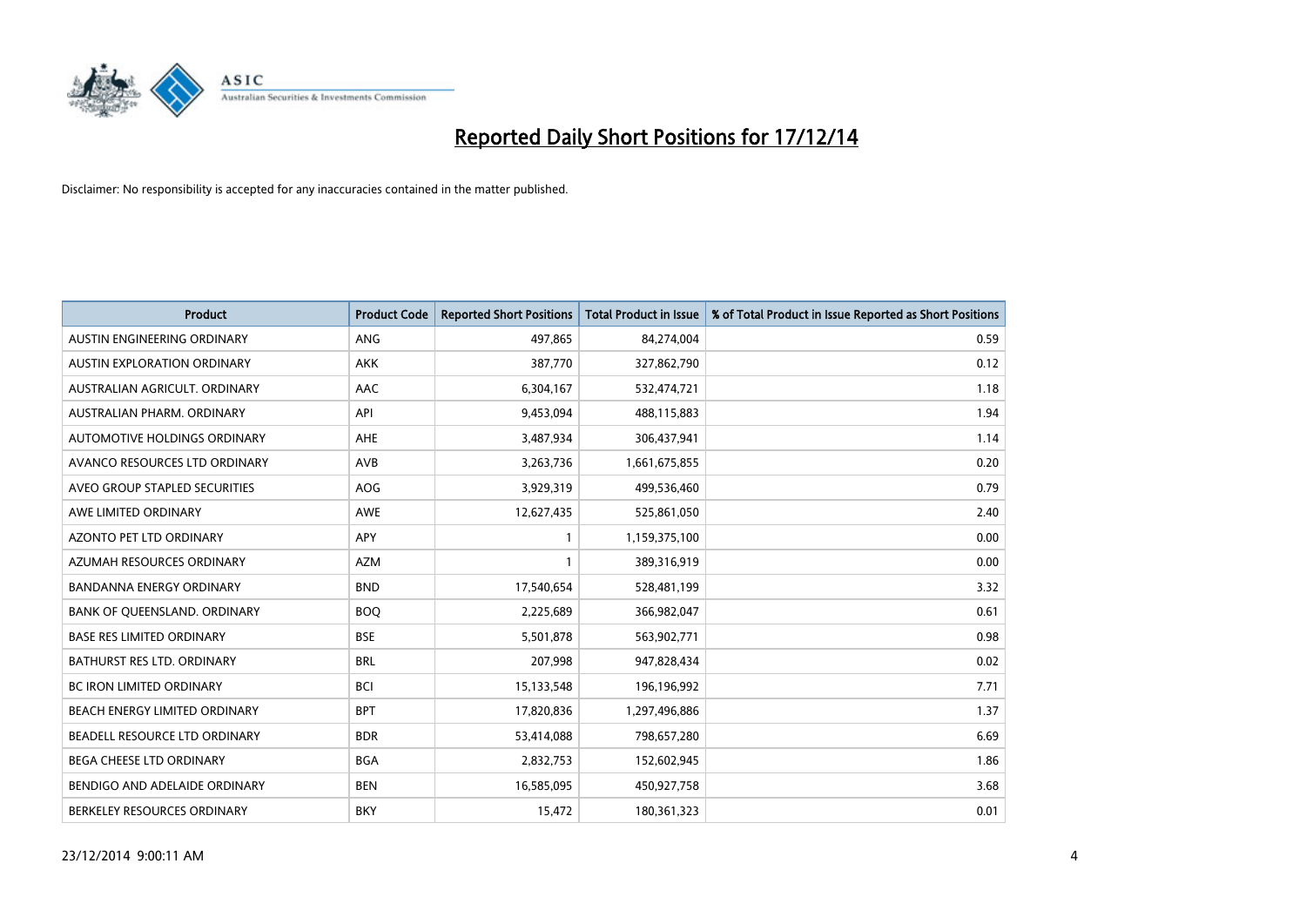# Reported Daily Short Positions for 17/12/14

Disclaimer: No responsibility is accepted for any inaccuracies contained in the matter published.

| Product | Product Code | Reported Short Positions | Total Product in Issue | % of Total Product in Issue Reported as Short Positions |
|---|---|---|---|---|
| AUSTIN ENGINEERING ORDINARY | ANG | 497,865 | 84,274,004 | 0.59 |
| AUSTIN EXPLORATION ORDINARY | AKK | 387,770 | 327,862,790 | 0.12 |
| AUSTRALIAN AGRICULT. ORDINARY | AAC | 6,304,167 | 532,474,721 | 1.18 |
| AUSTRALIAN PHARM. ORDINARY | API | 9,453,094 | 488,115,883 | 1.94 |
| AUTOMOTIVE HOLDINGS ORDINARY | AHE | 3,487,934 | 306,437,941 | 1.14 |
| AVANCO RESOURCES LTD ORDINARY | AVB | 3,263,736 | 1,661,675,855 | 0.20 |
| AVEO GROUP STAPLED SECURITIES | AOG | 3,929,319 | 499,536,460 | 0.79 |
| AWE LIMITED ORDINARY | AWE | 12,627,435 | 525,861,050 | 2.40 |
| AZONTO PET LTD ORDINARY | APY | 1 | 1,159,375,100 | 0.00 |
| AZUMAH RESOURCES ORDINARY | AZM | 1 | 389,316,919 | 0.00 |
| BANDANNA ENERGY ORDINARY | BND | 17,540,654 | 528,481,199 | 3.32 |
| BANK OF QUEENSLAND. ORDINARY | BOQ | 2,225,689 | 366,982,047 | 0.61 |
| BASE RES LIMITED ORDINARY | BSE | 5,501,878 | 563,902,771 | 0.98 |
| BATHURST RES LTD. ORDINARY | BRL | 207,998 | 947,828,434 | 0.02 |
| BC IRON LIMITED ORDINARY | BCI | 15,133,548 | 196,196,992 | 7.71 |
| BEACH ENERGY LIMITED ORDINARY | BPT | 17,820,836 | 1,297,496,886 | 1.37 |
| BEADELL RESOURCE LTD ORDINARY | BDR | 53,414,088 | 798,657,280 | 6.69 |
| BEGA CHEESE LTD ORDINARY | BGA | 2,832,753 | 152,602,945 | 1.86 |
| BENDIGO AND ADELAIDE ORDINARY | BEN | 16,585,095 | 450,927,758 | 3.68 |
| BERKELEY RESOURCES ORDINARY | BKY | 15,472 | 180,361,323 | 0.01 |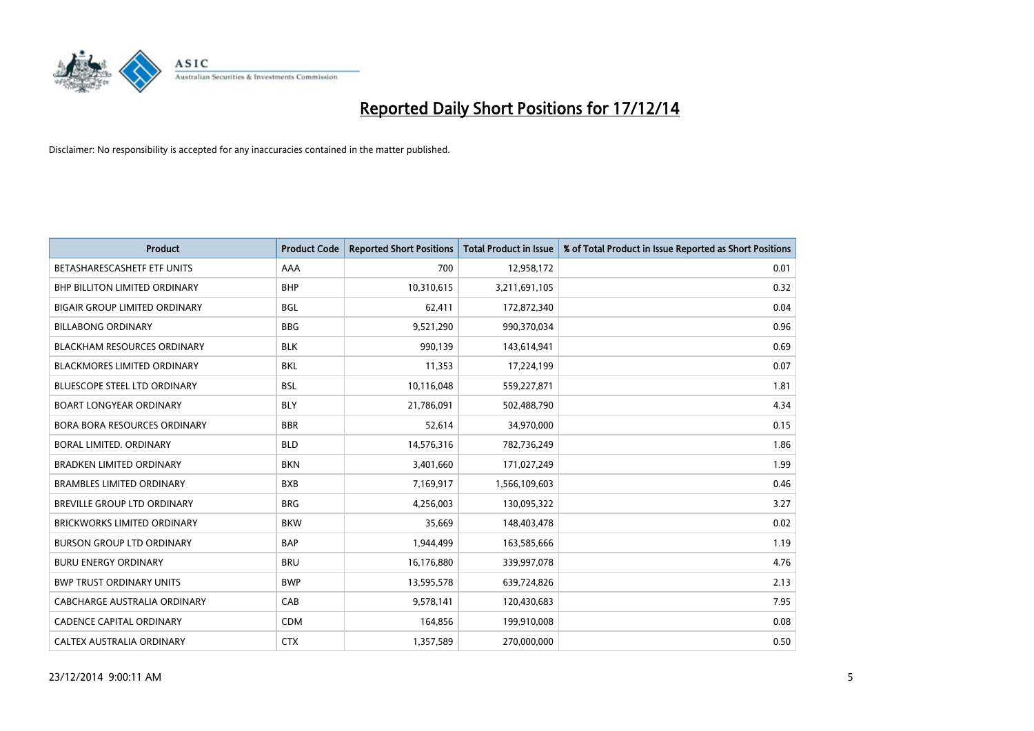# Reported Daily Short Positions for 17/12/14

Disclaimer: No responsibility is accepted for any inaccuracies contained in the matter published.

| Product | Product Code | Reported Short Positions | Total Product in Issue | % of Total Product in Issue Reported as Short Positions |
|---|---|---|---|---|
| BETASHARESCASHETF ETF UNITS | AAA | 700 | 12,958,172 | 0.01 |
| BHP BILLITON LIMITED ORDINARY | BHP | 10,310,615 | 3,211,691,105 | 0.32 |
| BIGAIR GROUP LIMITED ORDINARY | BGL | 62,411 | 172,872,340 | 0.04 |
| BILLABONG ORDINARY | BBG | 9,521,290 | 990,370,034 | 0.96 |
| BLACKHAM RESOURCES ORDINARY | BLK | 990,139 | 143,614,941 | 0.69 |
| BLACKMORES LIMITED ORDINARY | BKL | 11,353 | 17,224,199 | 0.07 |
| BLUESCOPE STEEL LTD ORDINARY | BSL | 10,116,048 | 559,227,871 | 1.81 |
| BOART LONGYEAR ORDINARY | BLY | 21,786,091 | 502,488,790 | 4.34 |
| BORA BORA RESOURCES ORDINARY | BBR | 52,614 | 34,970,000 | 0.15 |
| BORAL LIMITED. ORDINARY | BLD | 14,576,316 | 782,736,249 | 1.86 |
| BRADKEN LIMITED ORDINARY | BKN | 3,401,660 | 171,027,249 | 1.99 |
| BRAMBLES LIMITED ORDINARY | BXB | 7,169,917 | 1,566,109,603 | 0.46 |
| BREVILLE GROUP LTD ORDINARY | BRG | 4,256,003 | 130,095,322 | 3.27 |
| BRICKWORKS LIMITED ORDINARY | BKW | 35,669 | 148,403,478 | 0.02 |
| BURSON GROUP LTD ORDINARY | BAP | 1,944,499 | 163,585,666 | 1.19 |
| BURU ENERGY ORDINARY | BRU | 16,176,880 | 339,997,078 | 4.76 |
| BWP TRUST ORDINARY UNITS | BWP | 13,595,578 | 639,724,826 | 2.13 |
| CABCHARGE AUSTRALIA ORDINARY | CAB | 9,578,141 | 120,430,683 | 7.95 |
| CADENCE CAPITAL ORDINARY | CDM | 164,856 | 199,910,008 | 0.08 |
| CALTEX AUSTRALIA ORDINARY | CTX | 1,357,589 | 270,000,000 | 0.50 |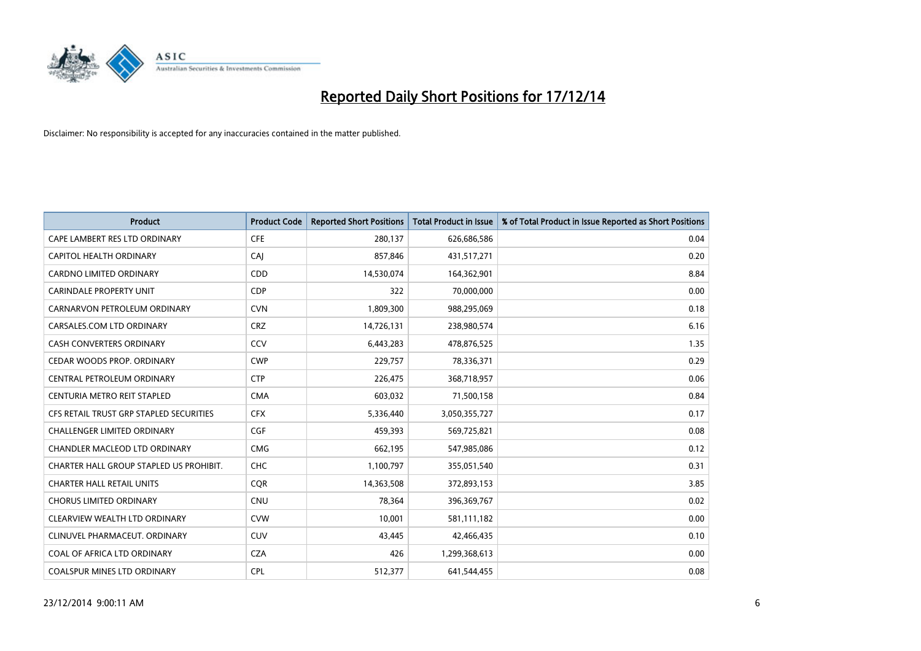# Reported Daily Short Positions for 17/12/14

Disclaimer: No responsibility is accepted for any inaccuracies contained in the matter published.

| Product | Product Code | Reported Short Positions | Total Product in Issue | % of Total Product in Issue Reported as Short Positions |
|---|---|---|---|---|
| CAPE LAMBERT RES LTD ORDINARY | CFE | 280,137 | 626,686,586 | 0.04 |
| CAPITOL HEALTH ORDINARY | CAJ | 857,846 | 431,517,271 | 0.20 |
| CARDNO LIMITED ORDINARY | CDD | 14,530,074 | 164,362,901 | 8.84 |
| CARINDALE PROPERTY UNIT | CDP | 322 | 70,000,000 | 0.00 |
| CARNARVON PETROLEUM ORDINARY | CVN | 1,809,300 | 988,295,069 | 0.18 |
| CARSALES.COM LTD ORDINARY | CRZ | 14,726,131 | 238,980,574 | 6.16 |
| CASH CONVERTERS ORDINARY | CCV | 6,443,283 | 478,876,525 | 1.35 |
| CEDAR WOODS PROP. ORDINARY | CWP | 229,757 | 78,336,371 | 0.29 |
| CENTRAL PETROLEUM ORDINARY | CTP | 226,475 | 368,718,957 | 0.06 |
| CENTURIA METRO REIT STAPLED | CMA | 603,032 | 71,500,158 | 0.84 |
| CFS RETAIL TRUST GRP STAPLED SECURITIES | CFX | 5,336,440 | 3,050,355,727 | 0.17 |
| CHALLENGER LIMITED ORDINARY | CGF | 459,393 | 569,725,821 | 0.08 |
| CHANDLER MACLEOD LTD ORDINARY | CMG | 662,195 | 547,985,086 | 0.12 |
| CHARTER HALL GROUP STAPLED US PROHIBIT. | CHC | 1,100,797 | 355,051,540 | 0.31 |
| CHARTER HALL RETAIL UNITS | CQR | 14,363,508 | 372,893,153 | 3.85 |
| CHORUS LIMITED ORDINARY | CNU | 78,364 | 396,369,767 | 0.02 |
| CLEARVIEW WEALTH LTD ORDINARY | CVW | 10,001 | 581,111,182 | 0.00 |
| CLINUVEL PHARMACEUT. ORDINARY | CUV | 43,445 | 42,466,435 | 0.10 |
| COAL OF AFRICA LTD ORDINARY | CZA | 426 | 1,299,368,613 | 0.00 |
| COALSPUR MINES LTD ORDINARY | CPL | 512,377 | 641,544,455 | 0.08 |

23/12/2014 9:00:11 AM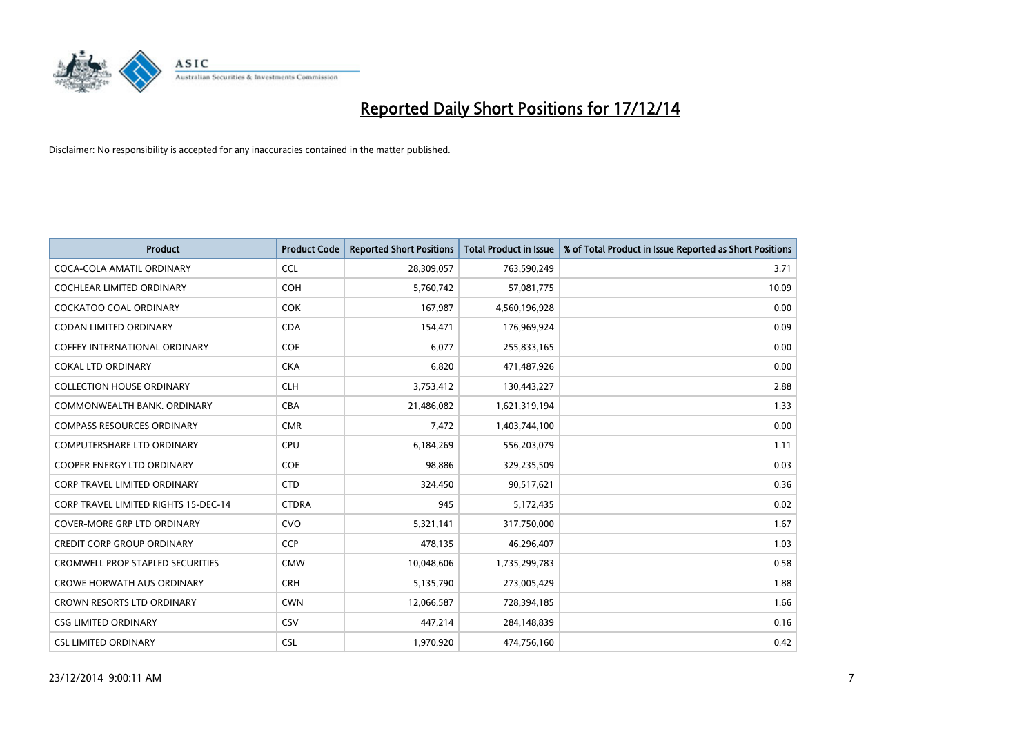# Reported Daily Short Positions for 17/12/14

Disclaimer: No responsibility is accepted for any inaccuracies contained in the matter published.

| Product | Product Code | Reported Short Positions | Total Product in Issue | % of Total Product in Issue Reported as Short Positions |
|---|---|---|---|---|
| COCA-COLA AMATIL ORDINARY | CCL | 28,309,057 | 763,590,249 | 3.71 |
| COCHLEAR LIMITED ORDINARY | COH | 5,760,742 | 57,081,775 | 10.09 |
| COCKATOO COAL ORDINARY | COK | 167,987 | 4,560,196,928 | 0.00 |
| CODAN LIMITED ORDINARY | CDA | 154,471 | 176,969,924 | 0.09 |
| COFFEY INTERNATIONAL ORDINARY | COF | 6,077 | 255,833,165 | 0.00 |
| COKAL LTD ORDINARY | CKA | 6,820 | 471,487,926 | 0.00 |
| COLLECTION HOUSE ORDINARY | CLH | 3,753,412 | 130,443,227 | 2.88 |
| COMMONWEALTH BANK. ORDINARY | CBA | 21,486,082 | 1,621,319,194 | 1.33 |
| COMPASS RESOURCES ORDINARY | CMR | 7,472 | 1,403,744,100 | 0.00 |
| COMPUTERSHARE LTD ORDINARY | CPU | 6,184,269 | 556,203,079 | 1.11 |
| COOPER ENERGY LTD ORDINARY | COE | 98,886 | 329,235,509 | 0.03 |
| CORP TRAVEL LIMITED ORDINARY | CTD | 324,450 | 90,517,621 | 0.36 |
| CORP TRAVEL LIMITED RIGHTS 15-DEC-14 | CTDRA | 945 | 5,172,435 | 0.02 |
| COVER-MORE GRP LTD ORDINARY | CVO | 5,321,141 | 317,750,000 | 1.67 |
| CREDIT CORP GROUP ORDINARY | CCP | 478,135 | 46,296,407 | 1.03 |
| CROMWELL PROP STAPLED SECURITIES | CMW | 10,048,606 | 1,735,299,783 | 0.58 |
| CROWE HORWATH AUS ORDINARY | CRH | 5,135,790 | 273,005,429 | 1.88 |
| CROWN RESORTS LTD ORDINARY | CWN | 12,066,587 | 728,394,185 | 1.66 |
| CSG LIMITED ORDINARY | CSV | 447,214 | 284,148,839 | 0.16 |
| CSL LIMITED ORDINARY | CSL | 1,970,920 | 474,756,160 | 0.42 |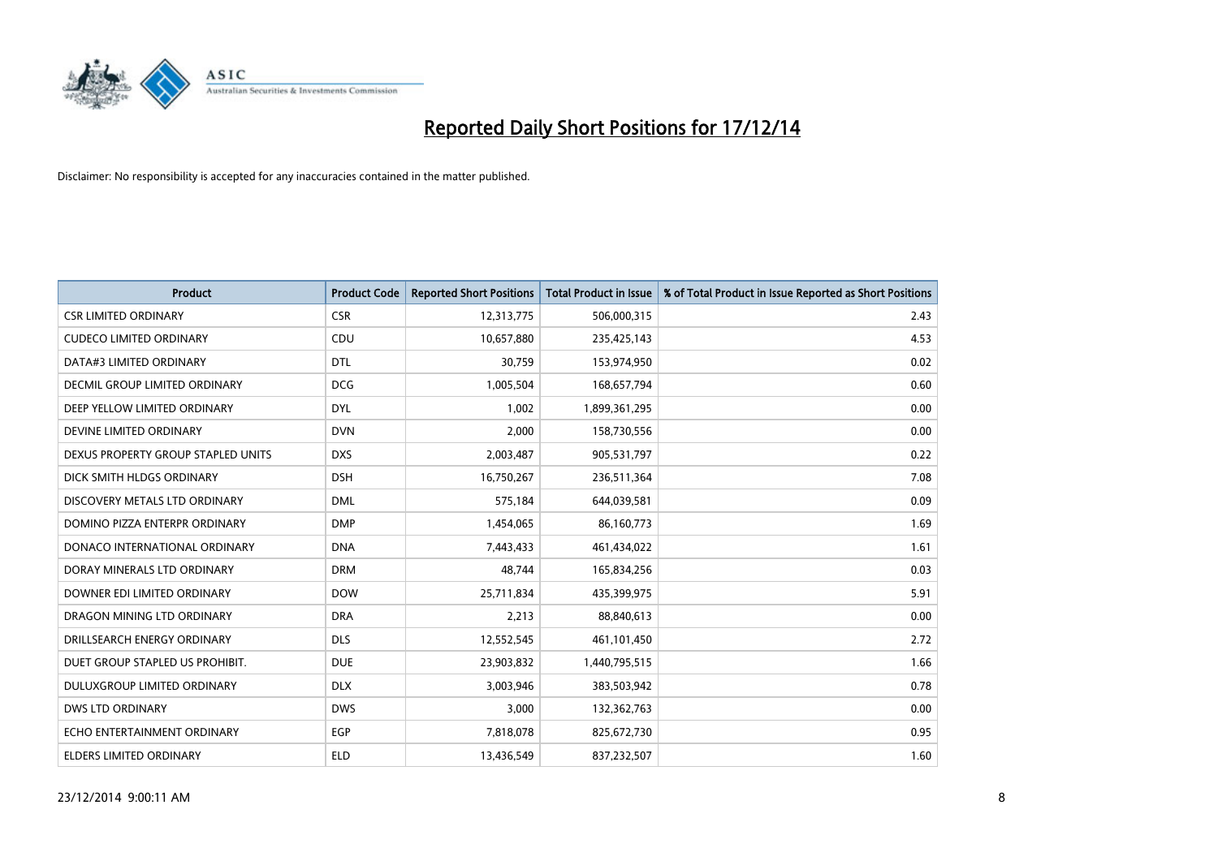# Reported Daily Short Positions for 17/12/14

Disclaimer: No responsibility is accepted for any inaccuracies contained in the matter published.

| Product | Product Code | Reported Short Positions | Total Product in Issue | % of Total Product in Issue Reported as Short Positions |
|---|---|---|---|---|
| CSR LIMITED ORDINARY | CSR | 12,313,775 | 506,000,315 | 2.43 |
| CUDECO LIMITED ORDINARY | CDU | 10,657,880 | 235,425,143 | 4.53 |
| DATA#3 LIMITED ORDINARY | DTL | 30,759 | 153,974,950 | 0.02 |
| DECMIL GROUP LIMITED ORDINARY | DCG | 1,005,504 | 168,657,794 | 0.60 |
| DEEP YELLOW LIMITED ORDINARY | DYL | 1,002 | 1,899,361,295 | 0.00 |
| DEVINE LIMITED ORDINARY | DVN | 2,000 | 158,730,556 | 0.00 |
| DEXUS PROPERTY GROUP STAPLED UNITS | DXS | 2,003,487 | 905,531,797 | 0.22 |
| DICK SMITH HLDGS ORDINARY | DSH | 16,750,267 | 236,511,364 | 7.08 |
| DISCOVERY METALS LTD ORDINARY | DML | 575,184 | 644,039,581 | 0.09 |
| DOMINO PIZZA ENTERPR ORDINARY | DMP | 1,454,065 | 86,160,773 | 1.69 |
| DONACO INTERNATIONAL ORDINARY | DNA | 7,443,433 | 461,434,022 | 1.61 |
| DORAY MINERALS LTD ORDINARY | DRM | 48,744 | 165,834,256 | 0.03 |
| DOWNER EDI LIMITED ORDINARY | DOW | 25,711,834 | 435,399,975 | 5.91 |
| DRAGON MINING LTD ORDINARY | DRA | 2,213 | 88,840,613 | 0.00 |
| DRILLSEARCH ENERGY ORDINARY | DLS | 12,552,545 | 461,101,450 | 2.72 |
| DUET GROUP STAPLED US PROHIBIT. | DUE | 23,903,832 | 1,440,795,515 | 1.66 |
| DULUXGROUP LIMITED ORDINARY | DLX | 3,003,946 | 383,503,942 | 0.78 |
| DWS LTD ORDINARY | DWS | 3,000 | 132,362,763 | 0.00 |
| ECHO ENTERTAINMENT ORDINARY | EGP | 7,818,078 | 825,672,730 | 0.95 |
| ELDERS LIMITED ORDINARY | ELD | 13,436,549 | 837,232,507 | 1.60 |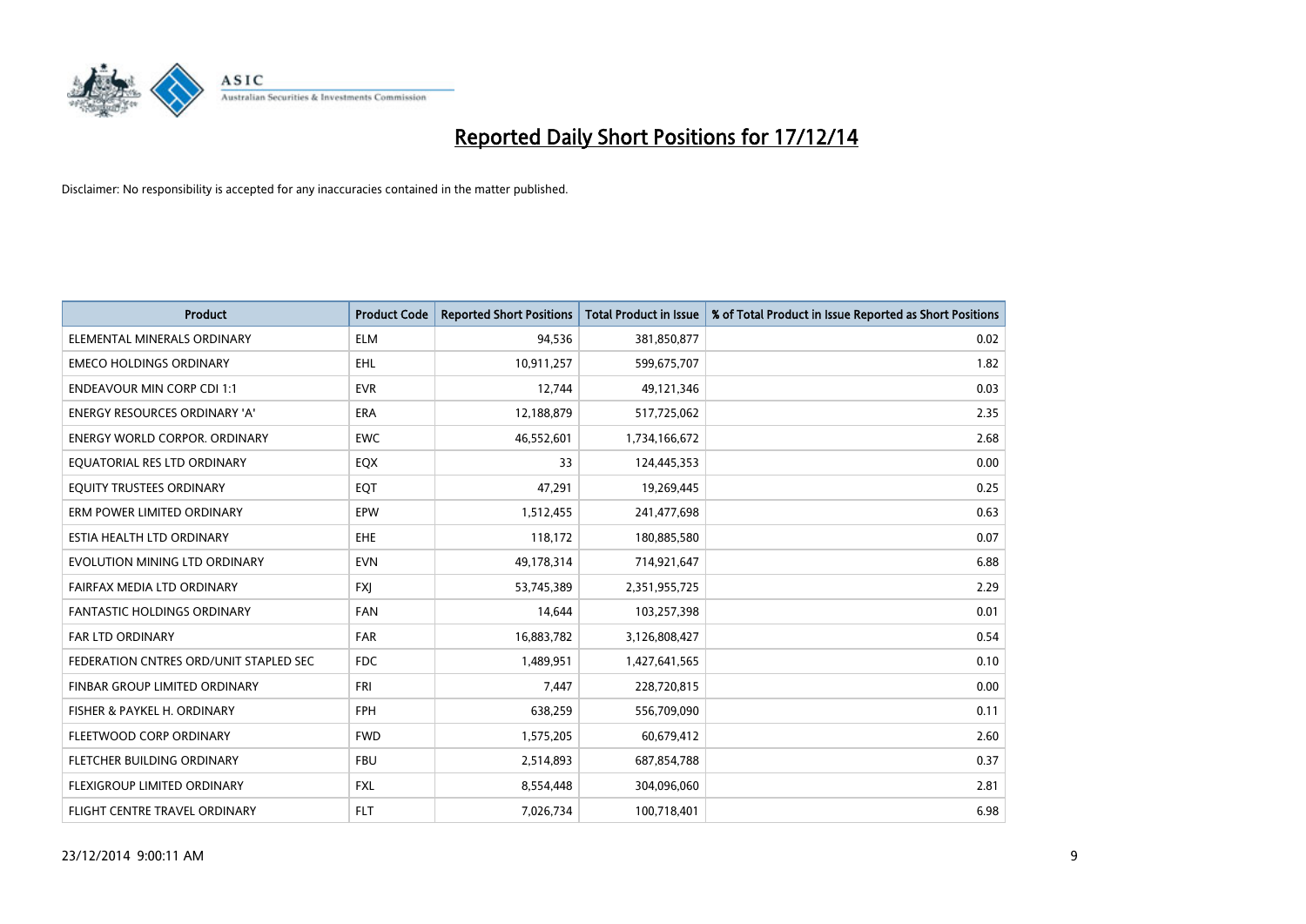# Reported Daily Short Positions for 17/12/14

Disclaimer: No responsibility is accepted for any inaccuracies contained in the matter published.

| Product | Product Code | Reported Short Positions | Total Product in Issue | % of Total Product in Issue Reported as Short Positions |
|---|---|---|---|---|
| ELEMENTAL MINERALS ORDINARY | ELM | 94,536 | 381,850,877 | 0.02 |
| EMECO HOLDINGS ORDINARY | EHL | 10,911,257 | 599,675,707 | 1.82 |
| ENDEAVOUR MIN CORP CDI 1:1 | EVR | 12,744 | 49,121,346 | 0.03 |
| ENERGY RESOURCES ORDINARY 'A' | ERA | 12,188,879 | 517,725,062 | 2.35 |
| ENERGY WORLD CORPOR. ORDINARY | EWC | 46,552,601 | 1,734,166,672 | 2.68 |
| EQUATORIAL RES LTD ORDINARY | EQX | 33 | 124,445,353 | 0.00 |
| EQUITY TRUSTEES ORDINARY | EQT | 47,291 | 19,269,445 | 0.25 |
| ERM POWER LIMITED ORDINARY | EPW | 1,512,455 | 241,477,698 | 0.63 |
| ESTIA HEALTH LTD ORDINARY | EHE | 118,172 | 180,885,580 | 0.07 |
| EVOLUTION MINING LTD ORDINARY | EVN | 49,178,314 | 714,921,647 | 6.88 |
| FAIRFAX MEDIA LTD ORDINARY | FXJ | 53,745,389 | 2,351,955,725 | 2.29 |
| FANTASTIC HOLDINGS ORDINARY | FAN | 14,644 | 103,257,398 | 0.01 |
| FAR LTD ORDINARY | FAR | 16,883,782 | 3,126,808,427 | 0.54 |
| FEDERATION CNTRES ORD/UNIT STAPLED SEC | FDC | 1,489,951 | 1,427,641,565 | 0.10 |
| FINBAR GROUP LIMITED ORDINARY | FRI | 7,447 | 228,720,815 | 0.00 |
| FISHER & PAYKEL H. ORDINARY | FPH | 638,259 | 556,709,090 | 0.11 |
| FLEETWOOD CORP ORDINARY | FWD | 1,575,205 | 60,679,412 | 2.60 |
| FLETCHER BUILDING ORDINARY | FBU | 2,514,893 | 687,854,788 | 0.37 |
| FLEXIGROUP LIMITED ORDINARY | FXL | 8,554,448 | 304,096,060 | 2.81 |
| FLIGHT CENTRE TRAVEL ORDINARY | FLT | 7,026,734 | 100,718,401 | 6.98 |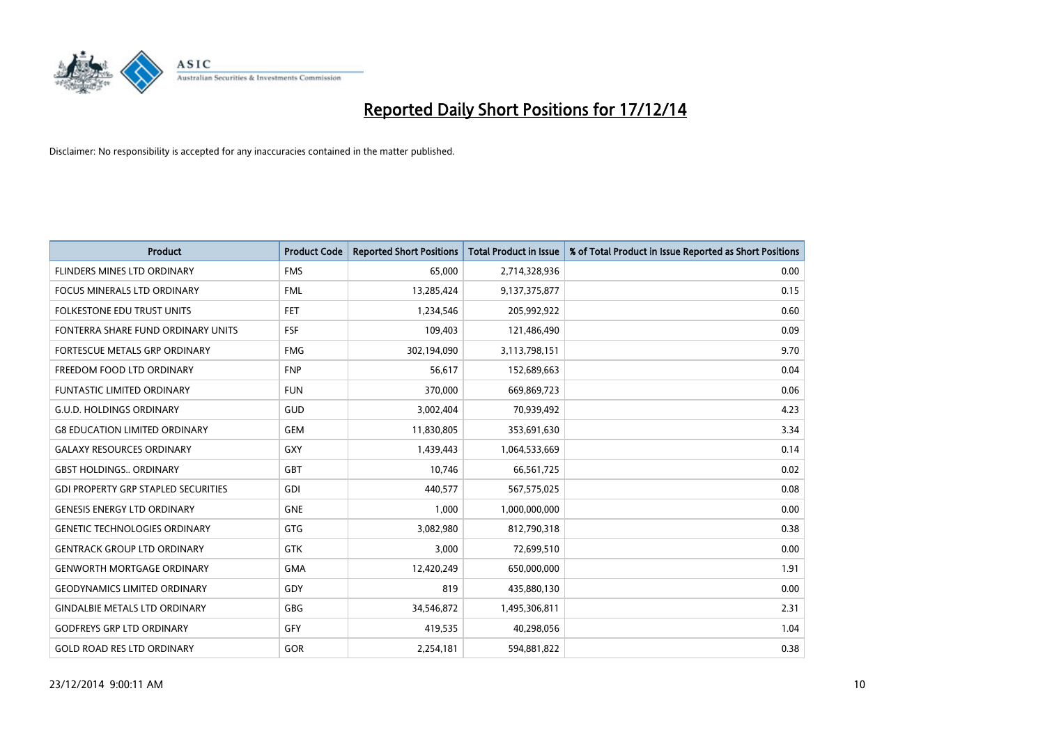# Reported Daily Short Positions for 17/12/14

Disclaimer: No responsibility is accepted for any inaccuracies contained in the matter published.

| Product | Product Code | Reported Short Positions | Total Product in Issue | % of Total Product in Issue Reported as Short Positions |
|---|---|---|---|---|
| FLINDERS MINES LTD ORDINARY | FMS | 65,000 | 2,714,328,936 | 0.00 |
| FOCUS MINERALS LTD ORDINARY | FML | 13,285,424 | 9,137,375,877 | 0.15 |
| FOLKESTONE EDU TRUST UNITS | FET | 1,234,546 | 205,992,922 | 0.60 |
| FONTERRA SHARE FUND ORDINARY UNITS | FSF | 109,403 | 121,486,490 | 0.09 |
| FORTESCUE METALS GRP ORDINARY | FMG | 302,194,090 | 3,113,798,151 | 9.70 |
| FREEDOM FOOD LTD ORDINARY | FNP | 56,617 | 152,689,663 | 0.04 |
| FUNTASTIC LIMITED ORDINARY | FUN | 370,000 | 669,869,723 | 0.06 |
| G.U.D. HOLDINGS ORDINARY | GUD | 3,002,404 | 70,939,492 | 4.23 |
| G8 EDUCATION LIMITED ORDINARY | GEM | 11,830,805 | 353,691,630 | 3.34 |
| GALAXY RESOURCES ORDINARY | GXY | 1,439,443 | 1,064,533,669 | 0.14 |
| GBST HOLDINGS.. ORDINARY | GBT | 10,746 | 66,561,725 | 0.02 |
| GDI PROPERTY GRP STAPLED SECURITIES | GDI | 440,577 | 567,575,025 | 0.08 |
| GENESIS ENERGY LTD ORDINARY | GNE | 1,000 | 1,000,000,000 | 0.00 |
| GENETIC TECHNOLOGIES ORDINARY | GTG | 3,082,980 | 812,790,318 | 0.38 |
| GENTRACK GROUP LTD ORDINARY | GTK | 3,000 | 72,699,510 | 0.00 |
| GENWORTH MORTGAGE ORDINARY | GMA | 12,420,249 | 650,000,000 | 1.91 |
| GEODYNAMICS LIMITED ORDINARY | GDY | 819 | 435,880,130 | 0.00 |
| GINDALBIE METALS LTD ORDINARY | GBG | 34,546,872 | 1,495,306,811 | 2.31 |
| GODFREYS GRP LTD ORDINARY | GFY | 419,535 | 40,298,056 | 1.04 |
| GOLD ROAD RES LTD ORDINARY | GOR | 2,254,181 | 594,881,822 | 0.38 |

23/12/2014 9:00:11 AM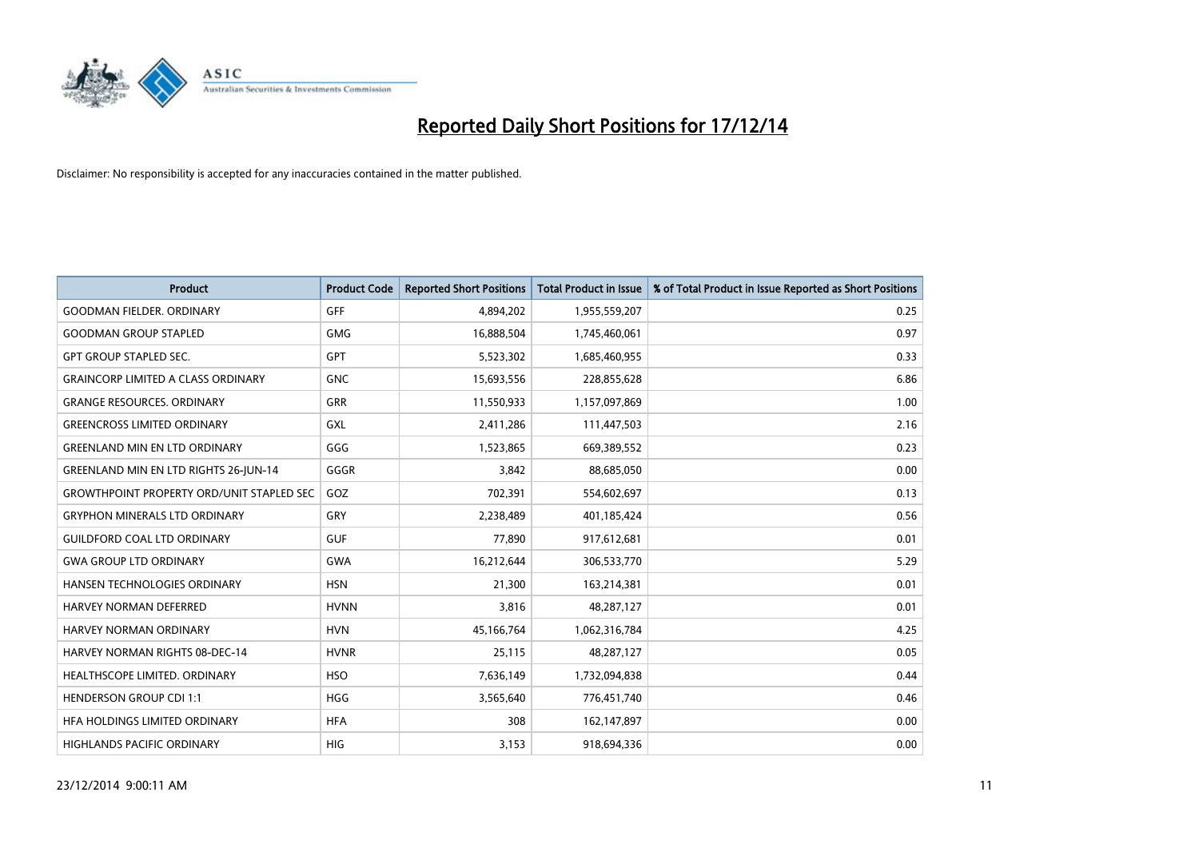# Reported Daily Short Positions for 17/12/14

Disclaimer: No responsibility is accepted for any inaccuracies contained in the matter published.

| Product | Product Code | Reported Short Positions | Total Product in Issue | % of Total Product in Issue Reported as Short Positions |
|---|---|---|---|---|
| GOODMAN FIELDER. ORDINARY | GFF | 4,894,202 | 1,955,559,207 | 0.25 |
| GOODMAN GROUP STAPLED | GMG | 16,888,504 | 1,745,460,061 | 0.97 |
| GPT GROUP STAPLED SEC. | GPT | 5,523,302 | 1,685,460,955 | 0.33 |
| GRAINCORP LIMITED A CLASS ORDINARY | GNC | 15,693,556 | 228,855,628 | 6.86 |
| GRANGE RESOURCES. ORDINARY | GRR | 11,550,933 | 1,157,097,869 | 1.00 |
| GREENCROSS LIMITED ORDINARY | GXL | 2,411,286 | 111,447,503 | 2.16 |
| GREENLAND MIN EN LTD ORDINARY | GGG | 1,523,865 | 669,389,552 | 0.23 |
| GREENLAND MIN EN LTD RIGHTS 26-JUN-14 | GGGR | 3,842 | 88,685,050 | 0.00 |
| GROWTHPOINT PROPERTY ORD/UNIT STAPLED SEC | GOZ | 702,391 | 554,602,697 | 0.13 |
| GRYPHON MINERALS LTD ORDINARY | GRY | 2,238,489 | 401,185,424 | 0.56 |
| GUILDFORD COAL LTD ORDINARY | GUF | 77,890 | 917,612,681 | 0.01 |
| GWA GROUP LTD ORDINARY | GWA | 16,212,644 | 306,533,770 | 5.29 |
| HANSEN TECHNOLOGIES ORDINARY | HSN | 21,300 | 163,214,381 | 0.01 |
| HARVEY NORMAN DEFERRED | HVNN | 3,816 | 48,287,127 | 0.01 |
| HARVEY NORMAN ORDINARY | HVN | 45,166,764 | 1,062,316,784 | 4.25 |
| HARVEY NORMAN RIGHTS 08-DEC-14 | HVNR | 25,115 | 48,287,127 | 0.05 |
| HEALTHSCOPE LIMITED. ORDINARY | HSO | 7,636,149 | 1,732,094,838 | 0.44 |
| HENDERSON GROUP CDI 1:1 | HGG | 3,565,640 | 776,451,740 | 0.46 |
| HFA HOLDINGS LIMITED ORDINARY | HFA | 308 | 162,147,897 | 0.00 |
| HIGHLANDS PACIFIC ORDINARY | HIG | 3,153 | 918,694,336 | 0.00 |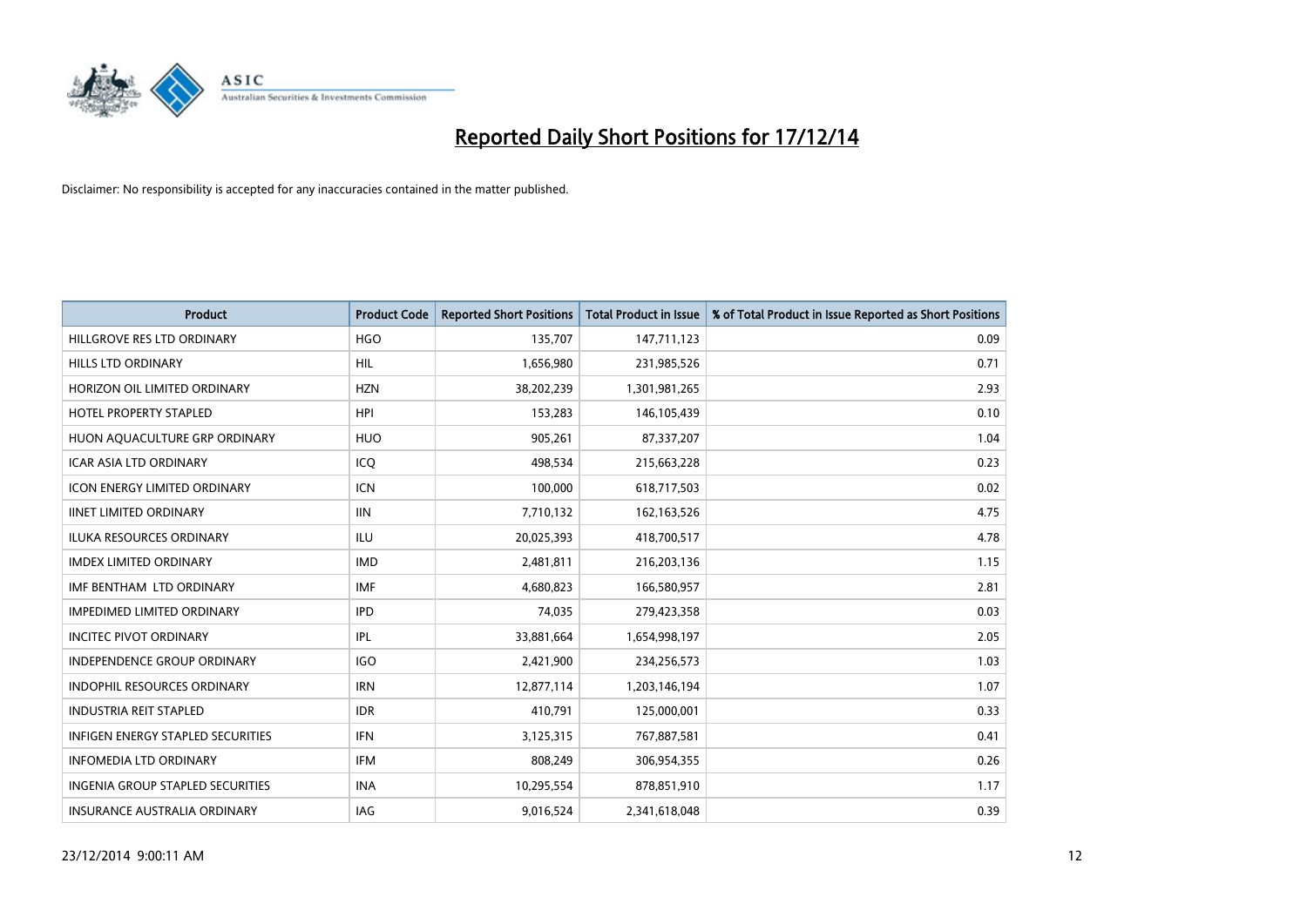# Reported Daily Short Positions for 17/12/14

Disclaimer: No responsibility is accepted for any inaccuracies contained in the matter published.

| Product | Product Code | Reported Short Positions | Total Product in Issue | % of Total Product in Issue Reported as Short Positions |
|---|---|---|---|---|
| HILLGROVE RES LTD ORDINARY | HGO | 135,707 | 147,711,123 | 0.09 |
| HILLS LTD ORDINARY | HIL | 1,656,980 | 231,985,526 | 0.71 |
| HORIZON OIL LIMITED ORDINARY | HZN | 38,202,239 | 1,301,981,265 | 2.93 |
| HOTEL PROPERTY STAPLED | HPI | 153,283 | 146,105,439 | 0.10 |
| HUON AQUACULTURE GRP ORDINARY | HUO | 905,261 | 87,337,207 | 1.04 |
| ICAR ASIA LTD ORDINARY | ICQ | 498,534 | 215,663,228 | 0.23 |
| ICON ENERGY LIMITED ORDINARY | ICN | 100,000 | 618,717,503 | 0.02 |
| IINET LIMITED ORDINARY | IIN | 7,710,132 | 162,163,526 | 4.75 |
| ILUKA RESOURCES ORDINARY | ILU | 20,025,393 | 418,700,517 | 4.78 |
| IMDEX LIMITED ORDINARY | IMD | 2,481,811 | 216,203,136 | 1.15 |
| IMF BENTHAM LTD ORDINARY | IMF | 4,680,823 | 166,580,957 | 2.81 |
| IMPEDIMED LIMITED ORDINARY | IPD | 74,035 | 279,423,358 | 0.03 |
| INCITEC PIVOT ORDINARY | IPL | 33,881,664 | 1,654,998,197 | 2.05 |
| INDEPENDENCE GROUP ORDINARY | IGO | 2,421,900 | 234,256,573 | 1.03 |
| INDOPHIL RESOURCES ORDINARY | IRN | 12,877,114 | 1,203,146,194 | 1.07 |
| INDUSTRIA REIT STAPLED | IDR | 410,791 | 125,000,001 | 0.33 |
| INFIGEN ENERGY STAPLED SECURITIES | IFN | 3,125,315 | 767,887,581 | 0.41 |
| INFOMEDIA LTD ORDINARY | IFM | 808,249 | 306,954,355 | 0.26 |
| INGENIA GROUP STAPLED SECURITIES | INA | 10,295,554 | 878,851,910 | 1.17 |
| INSURANCE AUSTRALIA ORDINARY | IAG | 9,016,524 | 2,341,618,048 | 0.39 |

23/12/2014 9:00:11 AM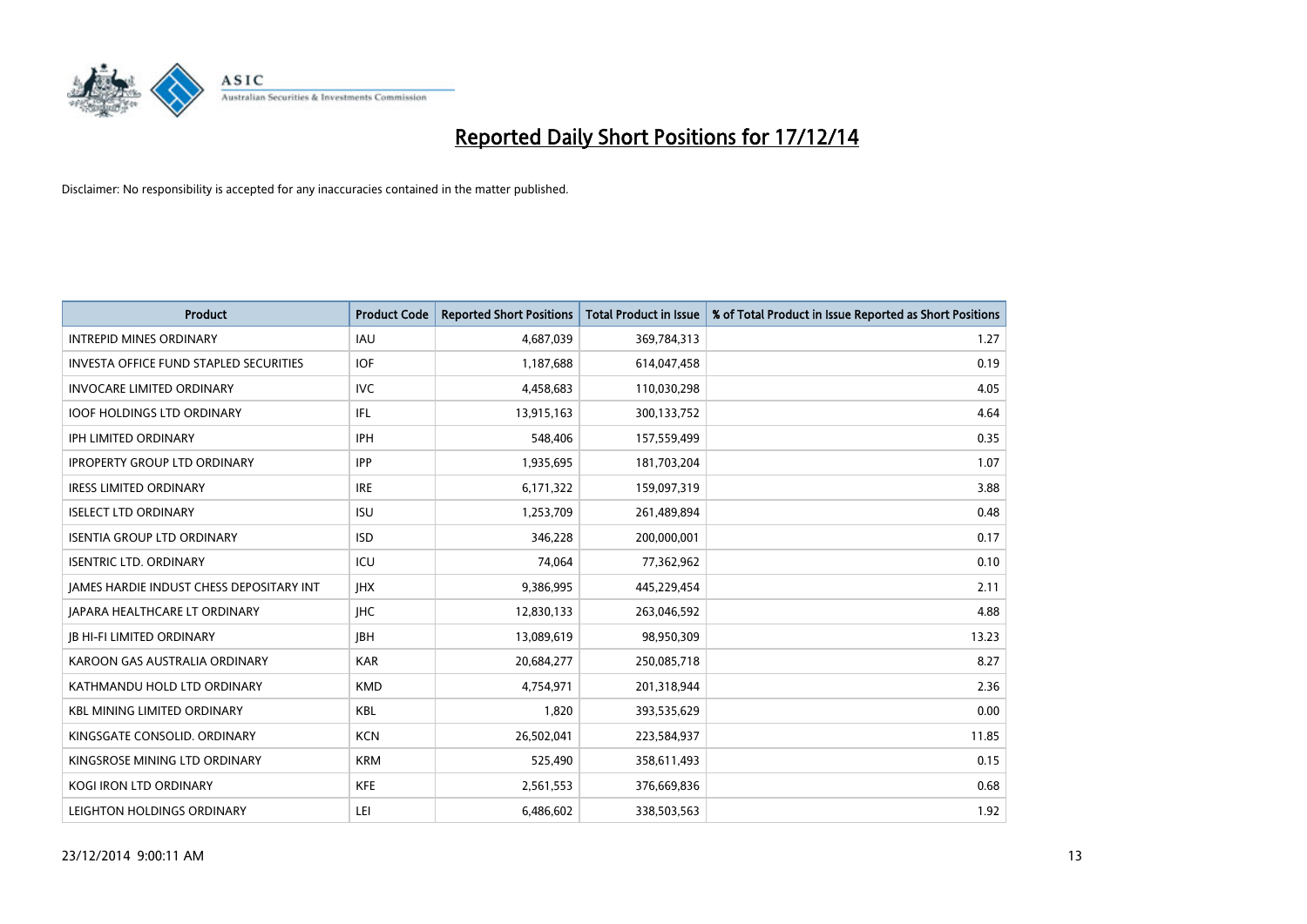# Reported Daily Short Positions for 17/12/14

Disclaimer: No responsibility is accepted for any inaccuracies contained in the matter published.

| Product | Product Code | Reported Short Positions | Total Product in Issue | % of Total Product in Issue Reported as Short Positions |
|---|---|---|---|---|
| INTREPID MINES ORDINARY | IAU | 4,687,039 | 369,784,313 | 1.27 |
| INVESTA OFFICE FUND STAPLED SECURITIES | IOF | 1,187,688 | 614,047,458 | 0.19 |
| INVOCARE LIMITED ORDINARY | IVC | 4,458,683 | 110,030,298 | 4.05 |
| IOOF HOLDINGS LTD ORDINARY | IFL | 13,915,163 | 300,133,752 | 4.64 |
| IPH LIMITED ORDINARY | IPH | 548,406 | 157,559,499 | 0.35 |
| IPROPERTY GROUP LTD ORDINARY | IPP | 1,935,695 | 181,703,204 | 1.07 |
| IRESS LIMITED ORDINARY | IRE | 6,171,322 | 159,097,319 | 3.88 |
| ISELECT LTD ORDINARY | ISU | 1,253,709 | 261,489,894 | 0.48 |
| ISENTIA GROUP LTD ORDINARY | ISD | 346,228 | 200,000,001 | 0.17 |
| ISENTRIC LTD. ORDINARY | ICU | 74,064 | 77,362,962 | 0.10 |
| JAMES HARDIE INDUST CHESS DEPOSITARY INT | JHX | 9,386,995 | 445,229,454 | 2.11 |
| JAPARA HEALTHCARE LT ORDINARY | JHC | 12,830,133 | 263,046,592 | 4.88 |
| JB HI-FI LIMITED ORDINARY | JBH | 13,089,619 | 98,950,309 | 13.23 |
| KAROON GAS AUSTRALIA ORDINARY | KAR | 20,684,277 | 250,085,718 | 8.27 |
| KATHMANDU HOLD LTD ORDINARY | KMD | 4,754,971 | 201,318,944 | 2.36 |
| KBL MINING LIMITED ORDINARY | KBL | 1,820 | 393,535,629 | 0.00 |
| KINGSGATE CONSOLID. ORDINARY | KCN | 26,502,041 | 223,584,937 | 11.85 |
| KINGSROSE MINING LTD ORDINARY | KRM | 525,490 | 358,611,493 | 0.15 |
| KOGI IRON LTD ORDINARY | KFE | 2,561,553 | 376,669,836 | 0.68 |
| LEIGHTON HOLDINGS ORDINARY | LEI | 6,486,602 | 338,503,563 | 1.92 |

23/12/2014 9:00:11 AM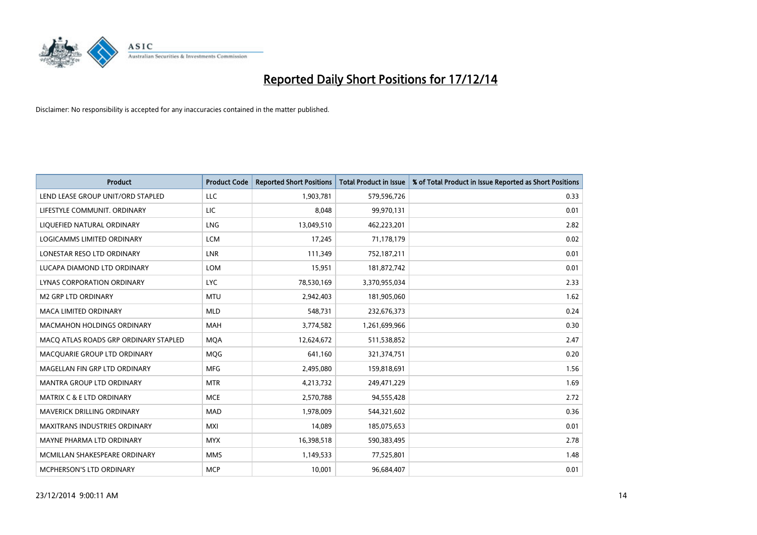# Reported Daily Short Positions for 17/12/14

Disclaimer: No responsibility is accepted for any inaccuracies contained in the matter published.

| Product | Product Code | Reported Short Positions | Total Product in Issue | % of Total Product in Issue Reported as Short Positions |
| --- | --- | --- | --- | --- |
| LEND LEASE GROUP UNIT/ORD STAPLED | LLC | 1,903,781 | 579,596,726 | 0.33 |
| LIFESTYLE COMMUNIT. ORDINARY | LIC | 8,048 | 99,970,131 | 0.01 |
| LIQUEFIED NATURAL ORDINARY | LNG | 13,049,510 | 462,223,201 | 2.82 |
| LOGICAMMS LIMITED ORDINARY | LCM | 17,245 | 71,178,179 | 0.02 |
| LONESTAR RESO LTD ORDINARY | LNR | 111,349 | 752,187,211 | 0.01 |
| LUCAPA DIAMOND LTD ORDINARY | LOM | 15,951 | 181,872,742 | 0.01 |
| LYNAS CORPORATION ORDINARY | LYC | 78,530,169 | 3,370,955,034 | 2.33 |
| M2 GRP LTD ORDINARY | MTU | 2,942,403 | 181,905,060 | 1.62 |
| MACA LIMITED ORDINARY | MLD | 548,731 | 232,676,373 | 0.24 |
| MACMAHON HOLDINGS ORDINARY | MAH | 3,774,582 | 1,261,699,966 | 0.30 |
| MACQ ATLAS ROADS GRP ORDINARY STAPLED | MQA | 12,624,672 | 511,538,852 | 2.47 |
| MACQUARIE GROUP LTD ORDINARY | MQG | 641,160 | 321,374,751 | 0.20 |
| MAGELLAN FIN GRP LTD ORDINARY | MFG | 2,495,080 | 159,818,691 | 1.56 |
| MANTRA GROUP LTD ORDINARY | MTR | 4,213,732 | 249,471,229 | 1.69 |
| MATRIX C & E LTD ORDINARY | MCE | 2,570,788 | 94,555,428 | 2.72 |
| MAVERICK DRILLING ORDINARY | MAD | 1,978,009 | 544,321,602 | 0.36 |
| MAXITRANS INDUSTRIES ORDINARY | MXI | 14,089 | 185,075,653 | 0.01 |
| MAYNE PHARMA LTD ORDINARY | MYX | 16,398,518 | 590,383,495 | 2.78 |
| MCMILLAN SHAKESPEARE ORDINARY | MMS | 1,149,533 | 77,525,801 | 1.48 |
| MCPHERSON'S LTD ORDINARY | MCP | 10,001 | 96,684,407 | 0.01 |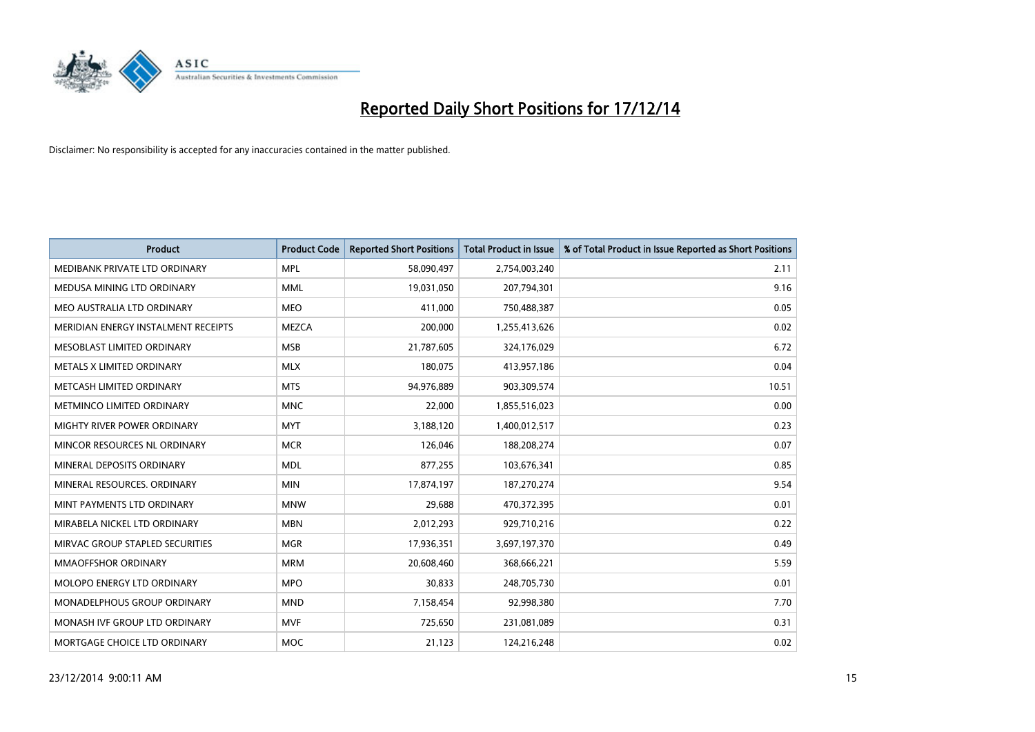# Reported Daily Short Positions for 17/12/14

Disclaimer: No responsibility is accepted for any inaccuracies contained in the matter published.

| Product | Product Code | Reported Short Positions | Total Product in Issue | % of Total Product in Issue Reported as Short Positions |
|---|---|---|---|---|
| MEDIBANK PRIVATE LTD ORDINARY | MPL | 58,090,497 | 2,754,003,240 | 2.11 |
| MEDUSA MINING LTD ORDINARY | MML | 19,031,050 | 207,794,301 | 9.16 |
| MEO AUSTRALIA LTD ORDINARY | MEO | 411,000 | 750,488,387 | 0.05 |
| MERIDIAN ENERGY INSTALMENT RECEIPTS | MEZCA | 200,000 | 1,255,413,626 | 0.02 |
| MESOBLAST LIMITED ORDINARY | MSB | 21,787,605 | 324,176,029 | 6.72 |
| METALS X LIMITED ORDINARY | MLX | 180,075 | 413,957,186 | 0.04 |
| METCASH LIMITED ORDINARY | MTS | 94,976,889 | 903,309,574 | 10.51 |
| METMINCO LIMITED ORDINARY | MNC | 22,000 | 1,855,516,023 | 0.00 |
| MIGHTY RIVER POWER ORDINARY | MYT | 3,188,120 | 1,400,012,517 | 0.23 |
| MINCOR RESOURCES NL ORDINARY | MCR | 126,046 | 188,208,274 | 0.07 |
| MINERAL DEPOSITS ORDINARY | MDL | 877,255 | 103,676,341 | 0.85 |
| MINERAL RESOURCES. ORDINARY | MIN | 17,874,197 | 187,270,274 | 9.54 |
| MINT PAYMENTS LTD ORDINARY | MNW | 29,688 | 470,372,395 | 0.01 |
| MIRABELA NICKEL LTD ORDINARY | MBN | 2,012,293 | 929,710,216 | 0.22 |
| MIRVAC GROUP STAPLED SECURITIES | MGR | 17,936,351 | 3,697,197,370 | 0.49 |
| MMAOFFSHOR ORDINARY | MRM | 20,608,460 | 368,666,221 | 5.59 |
| MOLOPO ENERGY LTD ORDINARY | MPO | 30,833 | 248,705,730 | 0.01 |
| MONADELPHOUS GROUP ORDINARY | MND | 7,158,454 | 92,998,380 | 7.70 |
| MONASH IVF GROUP LTD ORDINARY | MVF | 725,650 | 231,081,089 | 0.31 |
| MORTGAGE CHOICE LTD ORDINARY | MOC | 21,123 | 124,216,248 | 0.02 |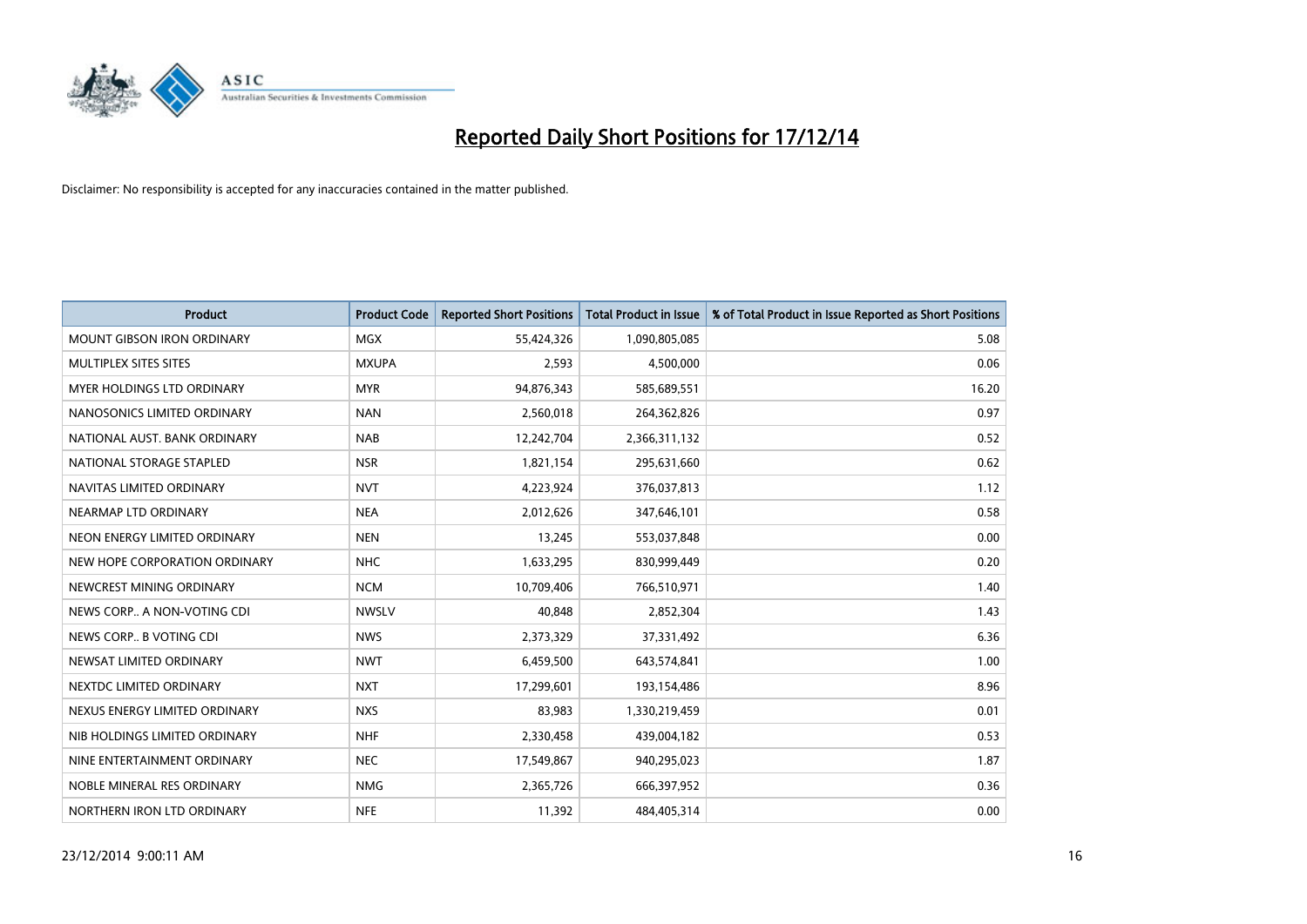# Reported Daily Short Positions for 17/12/14

Disclaimer: No responsibility is accepted for any inaccuracies contained in the matter published.

| Product | Product Code | Reported Short Positions | Total Product in Issue | % of Total Product in Issue Reported as Short Positions |
|---|---|---|---|---|
| MOUNT GIBSON IRON ORDINARY | MGX | 55,424,326 | 1,090,805,085 | 5.08 |
| MULTIPLEX SITES SITES | MXUPA | 2,593 | 4,500,000 | 0.06 |
| MYER HOLDINGS LTD ORDINARY | MYR | 94,876,343 | 585,689,551 | 16.20 |
| NANOSONICS LIMITED ORDINARY | NAN | 2,560,018 | 264,362,826 | 0.97 |
| NATIONAL AUST. BANK ORDINARY | NAB | 12,242,704 | 2,366,311,132 | 0.52 |
| NATIONAL STORAGE STAPLED | NSR | 1,821,154 | 295,631,660 | 0.62 |
| NAVITAS LIMITED ORDINARY | NVT | 4,223,924 | 376,037,813 | 1.12 |
| NEARMAP LTD ORDINARY | NEA | 2,012,626 | 347,646,101 | 0.58 |
| NEON ENERGY LIMITED ORDINARY | NEN | 13,245 | 553,037,848 | 0.00 |
| NEW HOPE CORPORATION ORDINARY | NHC | 1,633,295 | 830,999,449 | 0.20 |
| NEWCREST MINING ORDINARY | NCM | 10,709,406 | 766,510,971 | 1.40 |
| NEWS CORP.. A NON-VOTING CDI | NWSLV | 40,848 | 2,852,304 | 1.43 |
| NEWS CORP.. B VOTING CDI | NWS | 2,373,329 | 37,331,492 | 6.36 |
| NEWSAT LIMITED ORDINARY | NWT | 6,459,500 | 643,574,841 | 1.00 |
| NEXTDC LIMITED ORDINARY | NXT | 17,299,601 | 193,154,486 | 8.96 |
| NEXUS ENERGY LIMITED ORDINARY | NXS | 83,983 | 1,330,219,459 | 0.01 |
| NIB HOLDINGS LIMITED ORDINARY | NHF | 2,330,458 | 439,004,182 | 0.53 |
| NINE ENTERTAINMENT ORDINARY | NEC | 17,549,867 | 940,295,023 | 1.87 |
| NOBLE MINERAL RES ORDINARY | NMG | 2,365,726 | 666,397,952 | 0.36 |
| NORTHERN IRON LTD ORDINARY | NFE | 11,392 | 484,405,314 | 0.00 |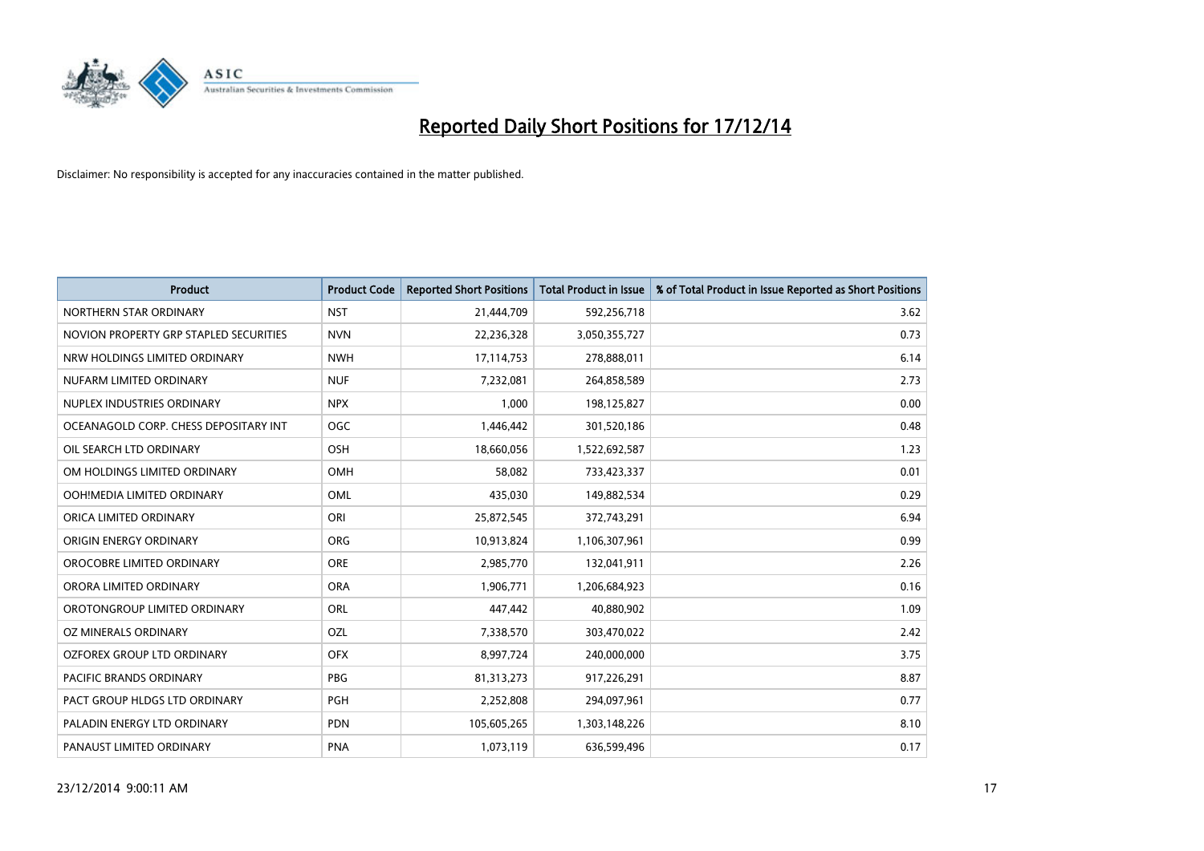# Reported Daily Short Positions for 17/12/14

Disclaimer: No responsibility is accepted for any inaccuracies contained in the matter published.

| Product | Product Code | Reported Short Positions | Total Product in Issue | % of Total Product in Issue Reported as Short Positions |
|---|---|---|---|---|
| NORTHERN STAR ORDINARY | NST | 21,444,709 | 592,256,718 | 3.62 |
| NOVION PROPERTY GRP STAPLED SECURITIES | NVN | 22,236,328 | 3,050,355,727 | 0.73 |
| NRW HOLDINGS LIMITED ORDINARY | NWH | 17,114,753 | 278,888,011 | 6.14 |
| NUFARM LIMITED ORDINARY | NUF | 7,232,081 | 264,858,589 | 2.73 |
| NUPLEX INDUSTRIES ORDINARY | NPX | 1,000 | 198,125,827 | 0.00 |
| OCEANAGOLD CORP. CHESS DEPOSITARY INT | OGC | 1,446,442 | 301,520,186 | 0.48 |
| OIL SEARCH LTD ORDINARY | OSH | 18,660,056 | 1,522,692,587 | 1.23 |
| OM HOLDINGS LIMITED ORDINARY | OMH | 58,082 | 733,423,337 | 0.01 |
| OOH!MEDIA LIMITED ORDINARY | OML | 435,030 | 149,882,534 | 0.29 |
| ORICA LIMITED ORDINARY | ORI | 25,872,545 | 372,743,291 | 6.94 |
| ORIGIN ENERGY ORDINARY | ORG | 10,913,824 | 1,106,307,961 | 0.99 |
| OROCOBRE LIMITED ORDINARY | ORE | 2,985,770 | 132,041,911 | 2.26 |
| ORORA LIMITED ORDINARY | ORA | 1,906,771 | 1,206,684,923 | 0.16 |
| OROTONGROUP LIMITED ORDINARY | ORL | 447,442 | 40,880,902 | 1.09 |
| OZ MINERALS ORDINARY | OZL | 7,338,570 | 303,470,022 | 2.42 |
| OZFOREX GROUP LTD ORDINARY | OFX | 8,997,724 | 240,000,000 | 3.75 |
| PACIFIC BRANDS ORDINARY | PBG | 81,313,273 | 917,226,291 | 8.87 |
| PACT GROUP HLDGS LTD ORDINARY | PGH | 2,252,808 | 294,097,961 | 0.77 |
| PALADIN ENERGY LTD ORDINARY | PDN | 105,605,265 | 1,303,148,226 | 8.10 |
| PANAUST LIMITED ORDINARY | PNA | 1,073,119 | 636,599,496 | 0.17 |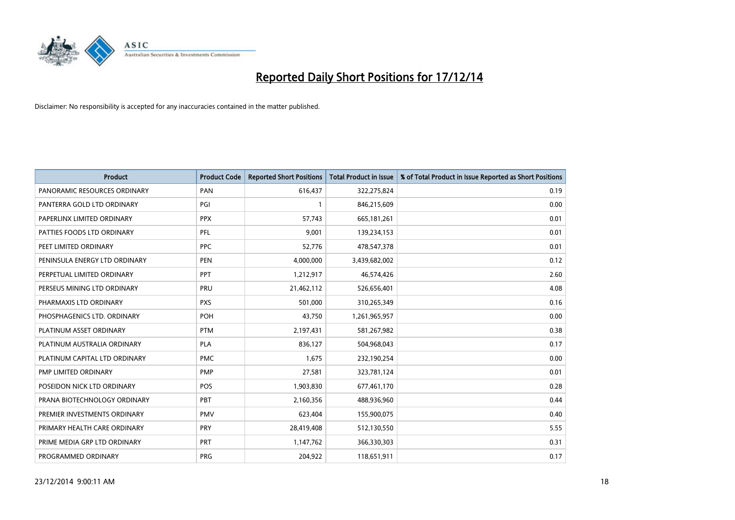# Reported Daily Short Positions for 17/12/14

Disclaimer: No responsibility is accepted for any inaccuracies contained in the matter published.

| Product | Product Code | Reported Short Positions | Total Product in Issue | % of Total Product in Issue Reported as Short Positions |
|---|---|---|---|---|
| PANORAMIC RESOURCES ORDINARY | PAN | 616,437 | 322,275,824 | 0.19 |
| PANTERRA GOLD LTD ORDINARY | PGI | 1 | 846,215,609 | 0.00 |
| PAPERLINX LIMITED ORDINARY | PPX | 57,743 | 665,181,261 | 0.01 |
| PATTIES FOODS LTD ORDINARY | PFL | 9,001 | 139,234,153 | 0.01 |
| PEET LIMITED ORDINARY | PPC | 52,776 | 478,547,378 | 0.01 |
| PENINSULA ENERGY LTD ORDINARY | PEN | 4,000,000 | 3,439,682,002 | 0.12 |
| PERPETUAL LIMITED ORDINARY | PPT | 1,212,917 | 46,574,426 | 2.60 |
| PERSEUS MINING LTD ORDINARY | PRU | 21,462,112 | 526,656,401 | 4.08 |
| PHARMAXIS LTD ORDINARY | PXS | 501,000 | 310,265,349 | 0.16 |
| PHOSPHAGENICS LTD. ORDINARY | POH | 43,750 | 1,261,965,957 | 0.00 |
| PLATINUM ASSET ORDINARY | PTM | 2,197,431 | 581,267,982 | 0.38 |
| PLATINUM AUSTRALIA ORDINARY | PLA | 836,127 | 504,968,043 | 0.17 |
| PLATINUM CAPITAL LTD ORDINARY | PMC | 1,675 | 232,190,254 | 0.00 |
| PMP LIMITED ORDINARY | PMP | 27,581 | 323,781,124 | 0.01 |
| POSEIDON NICK LTD ORDINARY | POS | 1,903,830 | 677,461,170 | 0.28 |
| PRANA BIOTECHNOLOGY ORDINARY | PBT | 2,160,356 | 488,936,960 | 0.44 |
| PREMIER INVESTMENTS ORDINARY | PMV | 623,404 | 155,900,075 | 0.40 |
| PRIMARY HEALTH CARE ORDINARY | PRY | 28,419,408 | 512,130,550 | 5.55 |
| PRIME MEDIA GRP LTD ORDINARY | PRT | 1,147,762 | 366,330,303 | 0.31 |
| PROGRAMMED ORDINARY | PRG | 204,922 | 118,651,911 | 0.17 |

23/12/2014 9:00:11 AM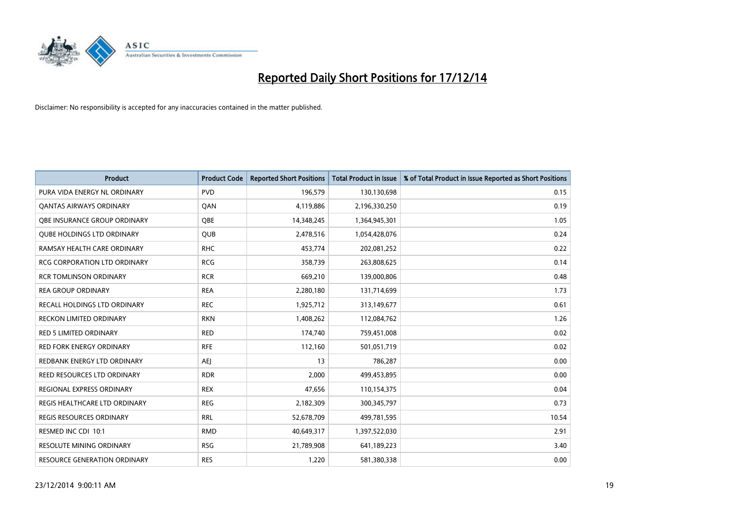# Reported Daily Short Positions for 17/12/14

Disclaimer: No responsibility is accepted for any inaccuracies contained in the matter published.

| Product | Product Code | Reported Short Positions | Total Product in Issue | % of Total Product in Issue Reported as Short Positions |
|---|---|---|---|---|
| PURA VIDA ENERGY NL ORDINARY | PVD | 196,579 | 130,130,698 | 0.15 |
| QANTAS AIRWAYS ORDINARY | QAN | 4,119,886 | 2,196,330,250 | 0.19 |
| QBE INSURANCE GROUP ORDINARY | QBE | 14,348,245 | 1,364,945,301 | 1.05 |
| QUBE HOLDINGS LTD ORDINARY | QUB | 2,478,516 | 1,054,428,076 | 0.24 |
| RAMSAY HEALTH CARE ORDINARY | RHC | 453,774 | 202,081,252 | 0.22 |
| RCG CORPORATION LTD ORDINARY | RCG | 358,739 | 263,808,625 | 0.14 |
| RCR TOMLINSON ORDINARY | RCR | 669,210 | 139,000,806 | 0.48 |
| REA GROUP ORDINARY | REA | 2,280,180 | 131,714,699 | 1.73 |
| RECALL HOLDINGS LTD ORDINARY | REC | 1,925,712 | 313,149,677 | 0.61 |
| RECKON LIMITED ORDINARY | RKN | 1,408,262 | 112,084,762 | 1.26 |
| RED 5 LIMITED ORDINARY | RED | 174,740 | 759,451,008 | 0.02 |
| RED FORK ENERGY ORDINARY | RFE | 112,160 | 501,051,719 | 0.02 |
| REDBANK ENERGY LTD ORDINARY | AEJ | 13 | 786,287 | 0.00 |
| REED RESOURCES LTD ORDINARY | RDR | 2,000 | 499,453,895 | 0.00 |
| REGIONAL EXPRESS ORDINARY | REX | 47,656 | 110,154,375 | 0.04 |
| REGIS HEALTHCARE LTD ORDINARY | REG | 2,182,309 | 300,345,797 | 0.73 |
| REGIS RESOURCES ORDINARY | RRL | 52,678,709 | 499,781,595 | 10.54 |
| RESMED INC CDI 10:1 | RMD | 40,649,317 | 1,397,522,030 | 2.91 |
| RESOLUTE MINING ORDINARY | RSG | 21,789,908 | 641,189,223 | 3.40 |
| RESOURCE GENERATION ORDINARY | RES | 1,220 | 581,380,338 | 0.00 |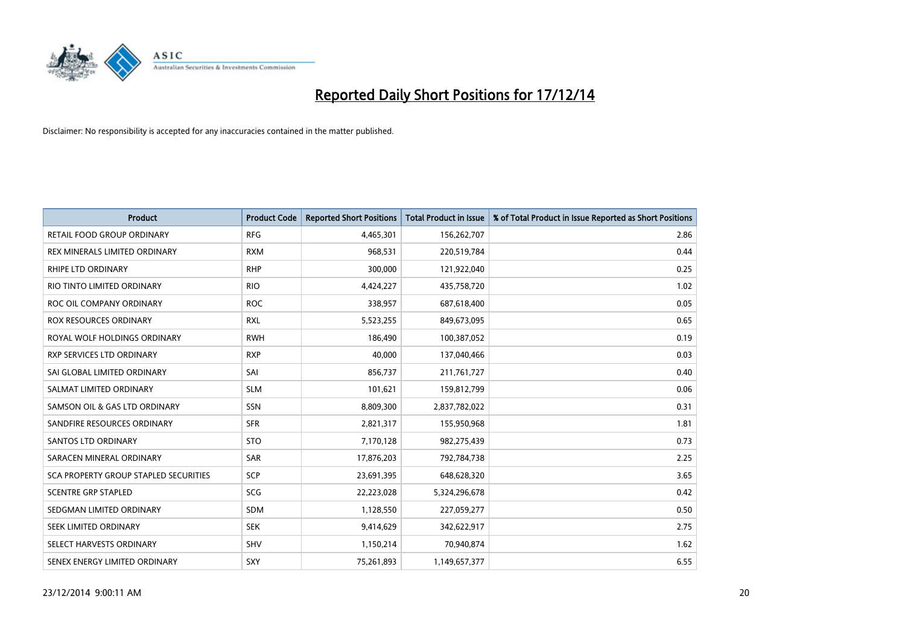# Reported Daily Short Positions for 17/12/14

Disclaimer: No responsibility is accepted for any inaccuracies contained in the matter published.

| Product | Product Code | Reported Short Positions | Total Product in Issue | % of Total Product in Issue Reported as Short Positions |
|---|---|---|---|---|
| RETAIL FOOD GROUP ORDINARY | RFG | 4,465,301 | 156,262,707 | 2.86 |
| REX MINERALS LIMITED ORDINARY | RXM | 968,531 | 220,519,784 | 0.44 |
| RHIPE LTD ORDINARY | RHP | 300,000 | 121,922,040 | 0.25 |
| RIO TINTO LIMITED ORDINARY | RIO | 4,424,227 | 435,758,720 | 1.02 |
| ROC OIL COMPANY ORDINARY | ROC | 338,957 | 687,618,400 | 0.05 |
| ROX RESOURCES ORDINARY | RXL | 5,523,255 | 849,673,095 | 0.65 |
| ROYAL WOLF HOLDINGS ORDINARY | RWH | 186,490 | 100,387,052 | 0.19 |
| RXP SERVICES LTD ORDINARY | RXP | 40,000 | 137,040,466 | 0.03 |
| SAI GLOBAL LIMITED ORDINARY | SAI | 856,737 | 211,761,727 | 0.40 |
| SALMAT LIMITED ORDINARY | SLM | 101,621 | 159,812,799 | 0.06 |
| SAMSON OIL & GAS LTD ORDINARY | SSN | 8,809,300 | 2,837,782,022 | 0.31 |
| SANDFIRE RESOURCES ORDINARY | SFR | 2,821,317 | 155,950,968 | 1.81 |
| SANTOS LTD ORDINARY | STO | 7,170,128 | 982,275,439 | 0.73 |
| SARACEN MINERAL ORDINARY | SAR | 17,876,203 | 792,784,738 | 2.25 |
| SCA PROPERTY GROUP STAPLED SECURITIES | SCP | 23,691,395 | 648,628,320 | 3.65 |
| SCENTRE GRP STAPLED | SCG | 22,223,028 | 5,324,296,678 | 0.42 |
| SEDGMAN LIMITED ORDINARY | SDM | 1,128,550 | 227,059,277 | 0.50 |
| SEEK LIMITED ORDINARY | SEK | 9,414,629 | 342,622,917 | 2.75 |
| SELECT HARVESTS ORDINARY | SHV | 1,150,214 | 70,940,874 | 1.62 |
| SENEX ENERGY LIMITED ORDINARY | SXY | 75,261,893 | 1,149,657,377 | 6.55 |

23/12/2014 9:00:11 AM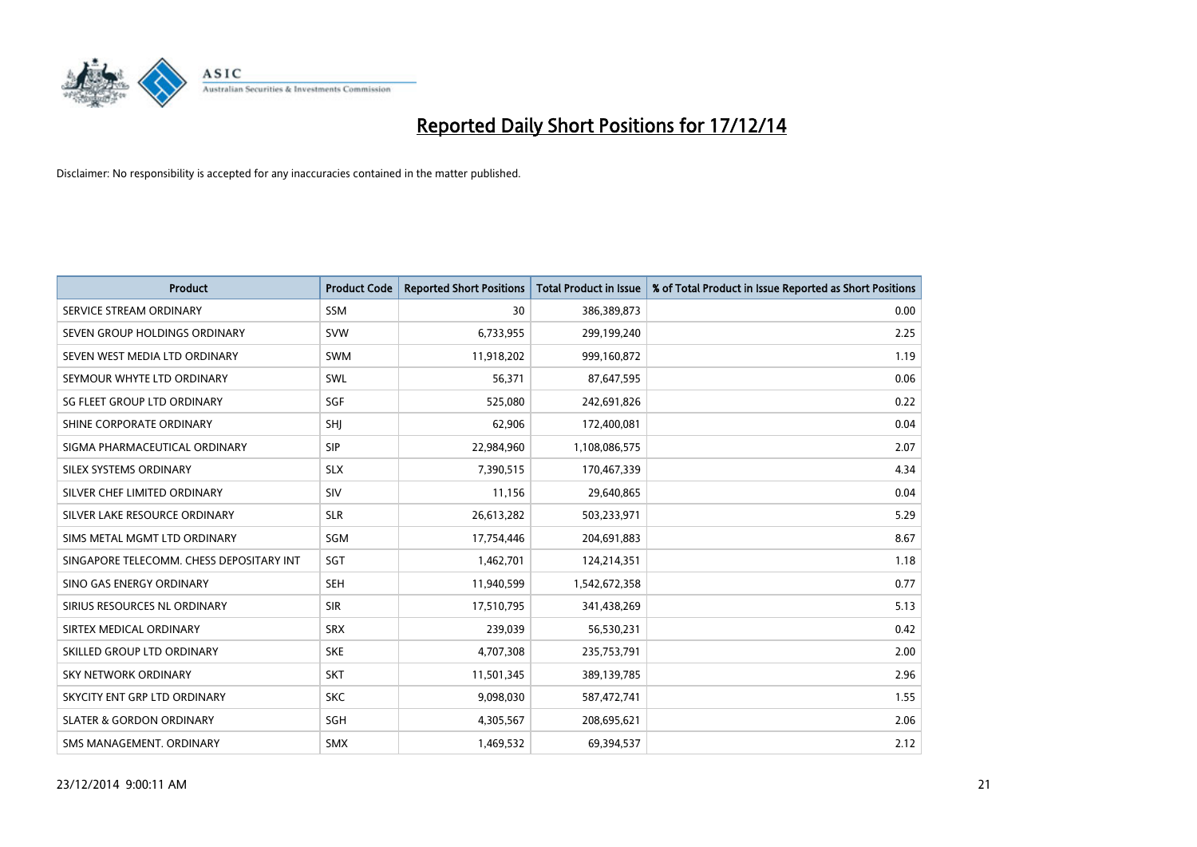# Reported Daily Short Positions for 17/12/14

Disclaimer: No responsibility is accepted for any inaccuracies contained in the matter published.

| Product | Product Code | Reported Short Positions | Total Product in Issue | % of Total Product in Issue Reported as Short Positions |
|---|---|---|---|---|
| SERVICE STREAM ORDINARY | SSM | 30 | 386,389,873 | 0.00 |
| SEVEN GROUP HOLDINGS ORDINARY | SVW | 6,733,955 | 299,199,240 | 2.25 |
| SEVEN WEST MEDIA LTD ORDINARY | SWM | 11,918,202 | 999,160,872 | 1.19 |
| SEYMOUR WHYTE LTD ORDINARY | SWL | 56,371 | 87,647,595 | 0.06 |
| SG FLEET GROUP LTD ORDINARY | SGF | 525,080 | 242,691,826 | 0.22 |
| SHINE CORPORATE ORDINARY | SHJ | 62,906 | 172,400,081 | 0.04 |
| SIGMA PHARMACEUTICAL ORDINARY | SIP | 22,984,960 | 1,108,086,575 | 2.07 |
| SILEX SYSTEMS ORDINARY | SLX | 7,390,515 | 170,467,339 | 4.34 |
| SILVER CHEF LIMITED ORDINARY | SIV | 11,156 | 29,640,865 | 0.04 |
| SILVER LAKE RESOURCE ORDINARY | SLR | 26,613,282 | 503,233,971 | 5.29 |
| SIMS METAL MGMT LTD ORDINARY | SGM | 17,754,446 | 204,691,883 | 8.67 |
| SINGAPORE TELECOMM. CHESS DEPOSITARY INT | SGT | 1,462,701 | 124,214,351 | 1.18 |
| SINO GAS ENERGY ORDINARY | SEH | 11,940,599 | 1,542,672,358 | 0.77 |
| SIRIUS RESOURCES NL ORDINARY | SIR | 17,510,795 | 341,438,269 | 5.13 |
| SIRTEX MEDICAL ORDINARY | SRX | 239,039 | 56,530,231 | 0.42 |
| SKILLED GROUP LTD ORDINARY | SKE | 4,707,308 | 235,753,791 | 2.00 |
| SKY NETWORK ORDINARY | SKT | 11,501,345 | 389,139,785 | 2.96 |
| SKYCITY ENT GRP LTD ORDINARY | SKC | 9,098,030 | 587,472,741 | 1.55 |
| SLATER & GORDON ORDINARY | SGH | 4,305,567 | 208,695,621 | 2.06 |
| SMS MANAGEMENT. ORDINARY | SMX | 1,469,532 | 69,394,537 | 2.12 |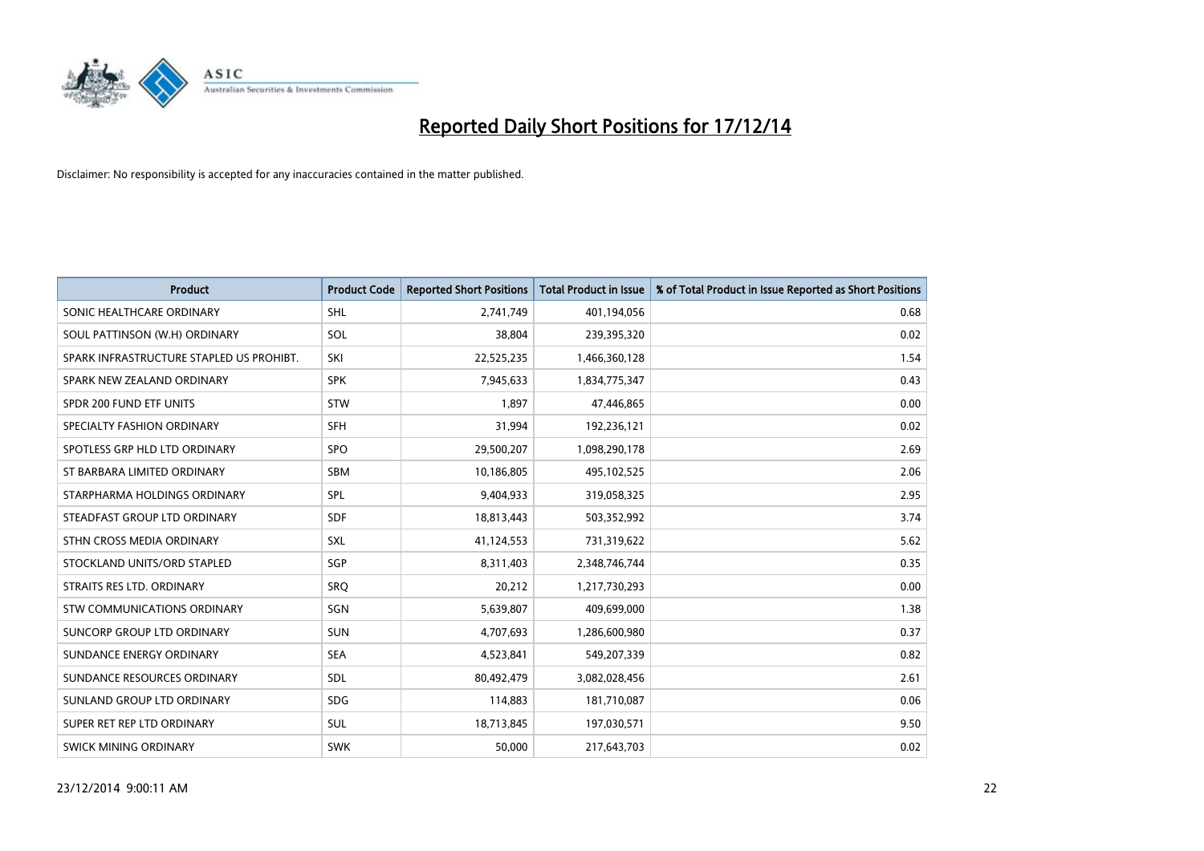# Reported Daily Short Positions for 17/12/14

Disclaimer: No responsibility is accepted for any inaccuracies contained in the matter published.

| Product | Product Code | Reported Short Positions | Total Product in Issue | % of Total Product in Issue Reported as Short Positions |
|---|---|---|---|---|
| SONIC HEALTHCARE ORDINARY | SHL | 2,741,749 | 401,194,056 | 0.68 |
| SOUL PATTINSON (W.H) ORDINARY | SOL | 38,804 | 239,395,320 | 0.02 |
| SPARK INFRASTRUCTURE STAPLED US PROHIBT. | SKI | 22,525,235 | 1,466,360,128 | 1.54 |
| SPARK NEW ZEALAND ORDINARY | SPK | 7,945,633 | 1,834,775,347 | 0.43 |
| SPDR 200 FUND ETF UNITS | STW | 1,897 | 47,446,865 | 0.00 |
| SPECIALTY FASHION ORDINARY | SFH | 31,994 | 192,236,121 | 0.02 |
| SPOTLESS GRP HLD LTD ORDINARY | SPO | 29,500,207 | 1,098,290,178 | 2.69 |
| ST BARBARA LIMITED ORDINARY | SBM | 10,186,805 | 495,102,525 | 2.06 |
| STARPHARMA HOLDINGS ORDINARY | SPL | 9,404,933 | 319,058,325 | 2.95 |
| STEADFAST GROUP LTD ORDINARY | SDF | 18,813,443 | 503,352,992 | 3.74 |
| STHN CROSS MEDIA ORDINARY | SXL | 41,124,553 | 731,319,622 | 5.62 |
| STOCKLAND UNITS/ORD STAPLED | SGP | 8,311,403 | 2,348,746,744 | 0.35 |
| STRAITS RES LTD. ORDINARY | SRQ | 20,212 | 1,217,730,293 | 0.00 |
| STW COMMUNICATIONS ORDINARY | SGN | 5,639,807 | 409,699,000 | 1.38 |
| SUNCORP GROUP LTD ORDINARY | SUN | 4,707,693 | 1,286,600,980 | 0.37 |
| SUNDANCE ENERGY ORDINARY | SEA | 4,523,841 | 549,207,339 | 0.82 |
| SUNDANCE RESOURCES ORDINARY | SDL | 80,492,479 | 3,082,028,456 | 2.61 |
| SUNLAND GROUP LTD ORDINARY | SDG | 114,883 | 181,710,087 | 0.06 |
| SUPER RET REP LTD ORDINARY | SUL | 18,713,845 | 197,030,571 | 9.50 |
| SWICK MINING ORDINARY | SWK | 50,000 | 217,643,703 | 0.02 |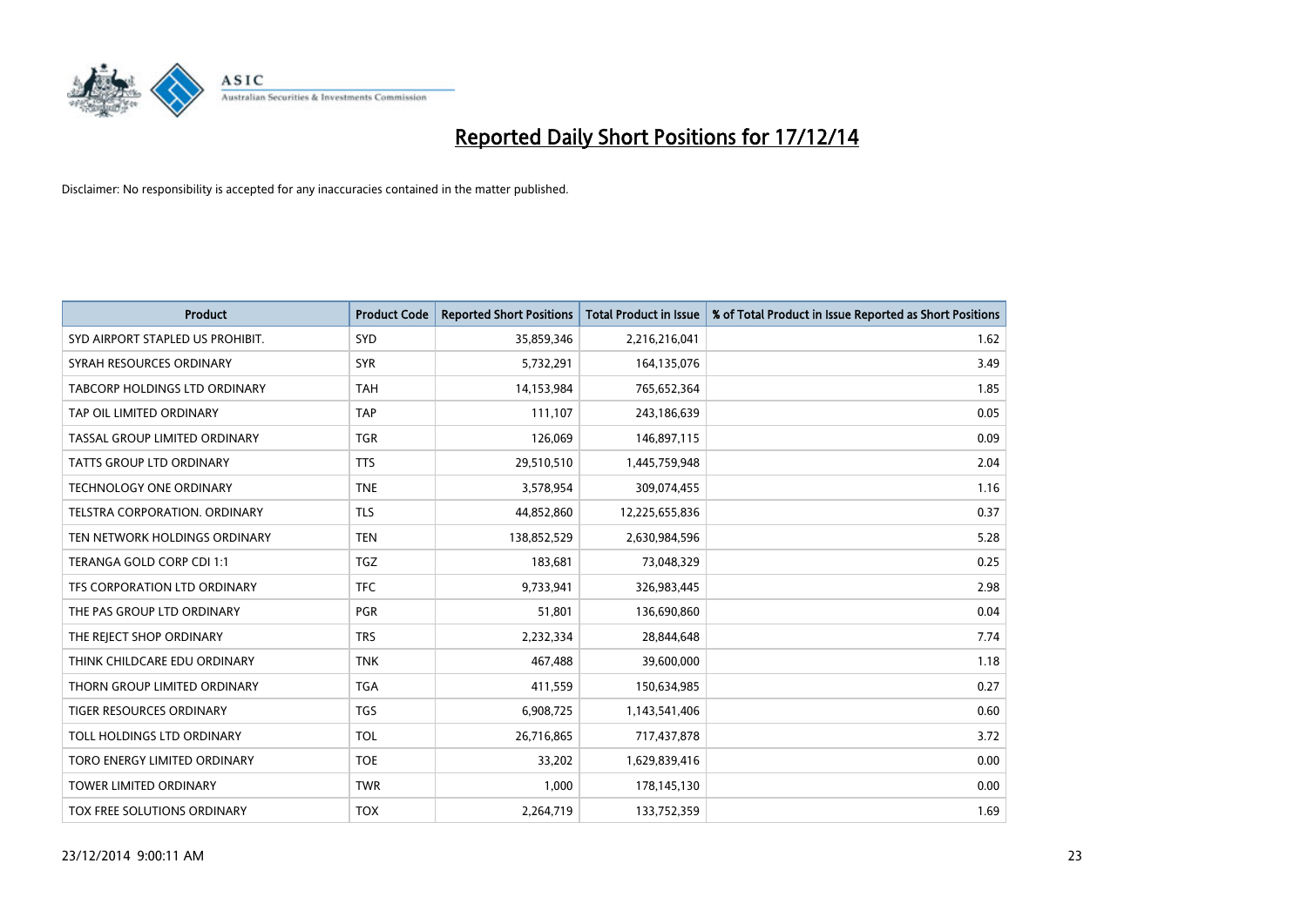# Reported Daily Short Positions for 17/12/14

Disclaimer: No responsibility is accepted for any inaccuracies contained in the matter published.

| Product | Product Code | Reported Short Positions | Total Product in Issue | % of Total Product in Issue Reported as Short Positions |
|---|---|---|---|---|
| SYD AIRPORT STAPLED US PROHIBIT. | SYD | 35,859,346 | 2,216,216,041 | 1.62 |
| SYRAH RESOURCES ORDINARY | SYR | 5,732,291 | 164,135,076 | 3.49 |
| TABCORP HOLDINGS LTD ORDINARY | TAH | 14,153,984 | 765,652,364 | 1.85 |
| TAP OIL LIMITED ORDINARY | TAP | 111,107 | 243,186,639 | 0.05 |
| TASSAL GROUP LIMITED ORDINARY | TGR | 126,069 | 146,897,115 | 0.09 |
| TATTS GROUP LTD ORDINARY | TTS | 29,510,510 | 1,445,759,948 | 2.04 |
| TECHNOLOGY ONE ORDINARY | TNE | 3,578,954 | 309,074,455 | 1.16 |
| TELSTRA CORPORATION. ORDINARY | TLS | 44,852,860 | 12,225,655,836 | 0.37 |
| TEN NETWORK HOLDINGS ORDINARY | TEN | 138,852,529 | 2,630,984,596 | 5.28 |
| TERANGA GOLD CORP CDI 1:1 | TGZ | 183,681 | 73,048,329 | 0.25 |
| TFS CORPORATION LTD ORDINARY | TFC | 9,733,941 | 326,983,445 | 2.98 |
| THE PAS GROUP LTD ORDINARY | PGR | 51,801 | 136,690,860 | 0.04 |
| THE REJECT SHOP ORDINARY | TRS | 2,232,334 | 28,844,648 | 7.74 |
| THINK CHILDCARE EDU ORDINARY | TNK | 467,488 | 39,600,000 | 1.18 |
| THORN GROUP LIMITED ORDINARY | TGA | 411,559 | 150,634,985 | 0.27 |
| TIGER RESOURCES ORDINARY | TGS | 6,908,725 | 1,143,541,406 | 0.60 |
| TOLL HOLDINGS LTD ORDINARY | TOL | 26,716,865 | 717,437,878 | 3.72 |
| TORO ENERGY LIMITED ORDINARY | TOE | 33,202 | 1,629,839,416 | 0.00 |
| TOWER LIMITED ORDINARY | TWR | 1,000 | 178,145,130 | 0.00 |
| TOX FREE SOLUTIONS ORDINARY | TOX | 2,264,719 | 133,752,359 | 1.69 |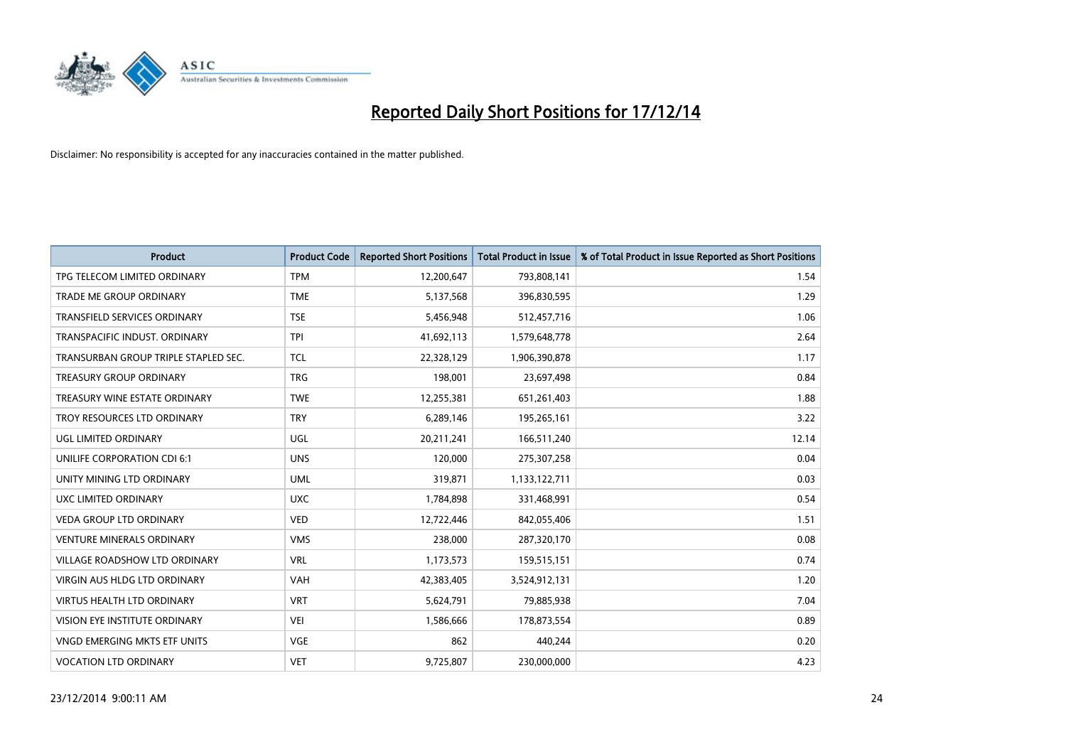# Reported Daily Short Positions for 17/12/14

Disclaimer: No responsibility is accepted for any inaccuracies contained in the matter published.

| Product | Product Code | Reported Short Positions | Total Product in Issue | % of Total Product in Issue Reported as Short Positions |
|---|---|---|---|---|
| TPG TELECOM LIMITED ORDINARY | TPM | 12,200,647 | 793,808,141 | 1.54 |
| TRADE ME GROUP ORDINARY | TME | 5,137,568 | 396,830,595 | 1.29 |
| TRANSFIELD SERVICES ORDINARY | TSE | 5,456,948 | 512,457,716 | 1.06 |
| TRANSPACIFIC INDUST. ORDINARY | TPI | 41,692,113 | 1,579,648,778 | 2.64 |
| TRANSURBAN GROUP TRIPLE STAPLED SEC. | TCL | 22,328,129 | 1,906,390,878 | 1.17 |
| TREASURY GROUP ORDINARY | TRG | 198,001 | 23,697,498 | 0.84 |
| TREASURY WINE ESTATE ORDINARY | TWE | 12,255,381 | 651,261,403 | 1.88 |
| TROY RESOURCES LTD ORDINARY | TRY | 6,289,146 | 195,265,161 | 3.22 |
| UGL LIMITED ORDINARY | UGL | 20,211,241 | 166,511,240 | 12.14 |
| UNILIFE CORPORATION CDI 6:1 | UNS | 120,000 | 275,307,258 | 0.04 |
| UNITY MINING LTD ORDINARY | UML | 319,871 | 1,133,122,711 | 0.03 |
| UXC LIMITED ORDINARY | UXC | 1,784,898 | 331,468,991 | 0.54 |
| VEDA GROUP LTD ORDINARY | VED | 12,722,446 | 842,055,406 | 1.51 |
| VENTURE MINERALS ORDINARY | VMS | 238,000 | 287,320,170 | 0.08 |
| VILLAGE ROADSHOW LTD ORDINARY | VRL | 1,173,573 | 159,515,151 | 0.74 |
| VIRGIN AUS HLDG LTD ORDINARY | VAH | 42,383,405 | 3,524,912,131 | 1.20 |
| VIRTUS HEALTH LTD ORDINARY | VRT | 5,624,791 | 79,885,938 | 7.04 |
| VISION EYE INSTITUTE ORDINARY | VEI | 1,586,666 | 178,873,554 | 0.89 |
| VNGD EMERGING MKTS ETF UNITS | VGE | 862 | 440,244 | 0.20 |
| VOCATION LTD ORDINARY | VET | 9,725,807 | 230,000,000 | 4.23 |

23/12/2014 9:00:11 AM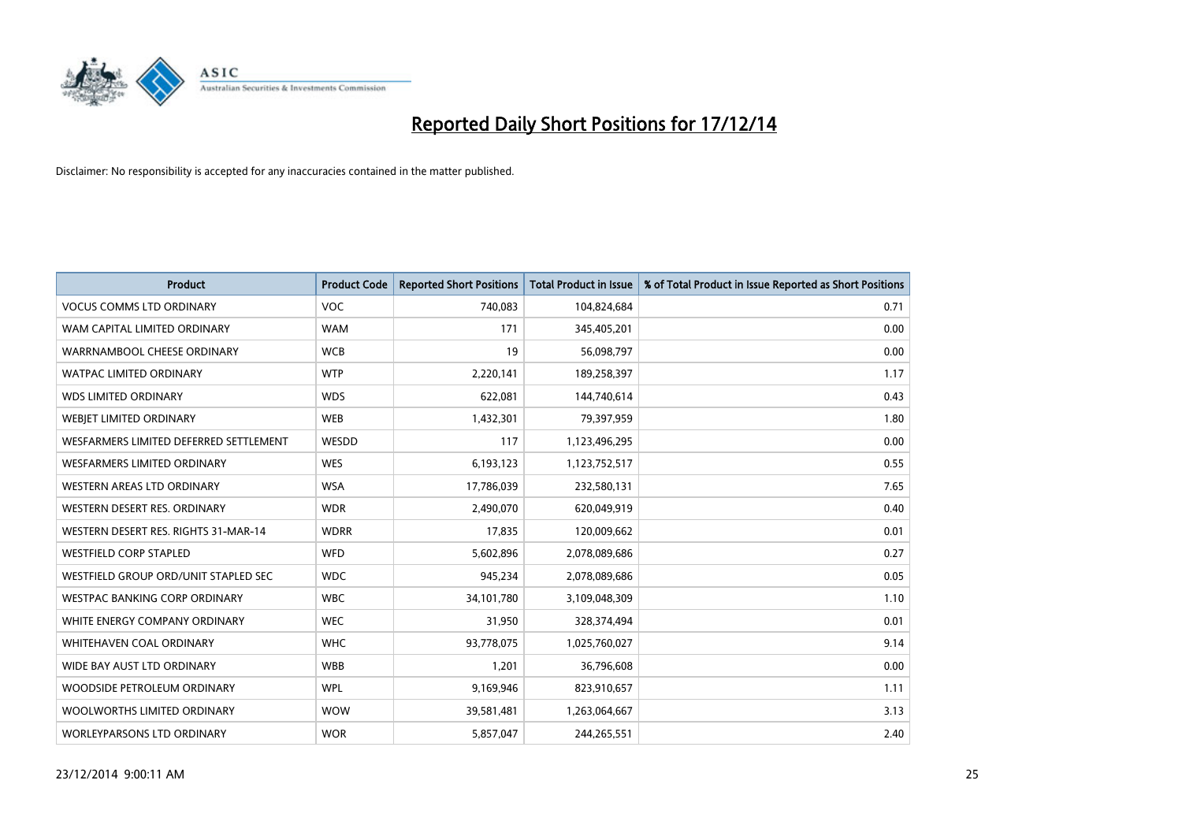# Reported Daily Short Positions for 17/12/14

Disclaimer: No responsibility is accepted for any inaccuracies contained in the matter published.

| Product | Product Code | Reported Short Positions | Total Product in Issue | % of Total Product in Issue Reported as Short Positions |
|---|---|---|---|---|
| VOCUS COMMS LTD ORDINARY | VOC | 740,083 | 104,824,684 | 0.71 |
| WAM CAPITAL LIMITED ORDINARY | WAM | 171 | 345,405,201 | 0.00 |
| WARRNAMBOOL CHEESE ORDINARY | WCB | 19 | 56,098,797 | 0.00 |
| WATPAC LIMITED ORDINARY | WTP | 2,220,141 | 189,258,397 | 1.17 |
| WDS LIMITED ORDINARY | WDS | 622,081 | 144,740,614 | 0.43 |
| WEBJET LIMITED ORDINARY | WEB | 1,432,301 | 79,397,959 | 1.80 |
| WESFARMERS LIMITED DEFERRED SETTLEMENT | WESDD | 117 | 1,123,496,295 | 0.00 |
| WESFARMERS LIMITED ORDINARY | WES | 6,193,123 | 1,123,752,517 | 0.55 |
| WESTERN AREAS LTD ORDINARY | WSA | 17,786,039 | 232,580,131 | 7.65 |
| WESTERN DESERT RES. ORDINARY | WDR | 2,490,070 | 620,049,919 | 0.40 |
| WESTERN DESERT RES. RIGHTS 31-MAR-14 | WDRR | 17,835 | 120,009,662 | 0.01 |
| WESTFIELD CORP STAPLED | WFD | 5,602,896 | 2,078,089,686 | 0.27 |
| WESTFIELD GROUP ORD/UNIT STAPLED SEC | WDC | 945,234 | 2,078,089,686 | 0.05 |
| WESTPAC BANKING CORP ORDINARY | WBC | 34,101,780 | 3,109,048,309 | 1.10 |
| WHITE ENERGY COMPANY ORDINARY | WEC | 31,950 | 328,374,494 | 0.01 |
| WHITEHAVEN COAL ORDINARY | WHC | 93,778,075 | 1,025,760,027 | 9.14 |
| WIDE BAY AUST LTD ORDINARY | WBB | 1,201 | 36,796,608 | 0.00 |
| WOODSIDE PETROLEUM ORDINARY | WPL | 9,169,946 | 823,910,657 | 1.11 |
| WOOLWORTHS LIMITED ORDINARY | WOW | 39,581,481 | 1,263,064,667 | 3.13 |
| WORLEYPARSONS LTD ORDINARY | WOR | 5,857,047 | 244,265,551 | 2.40 |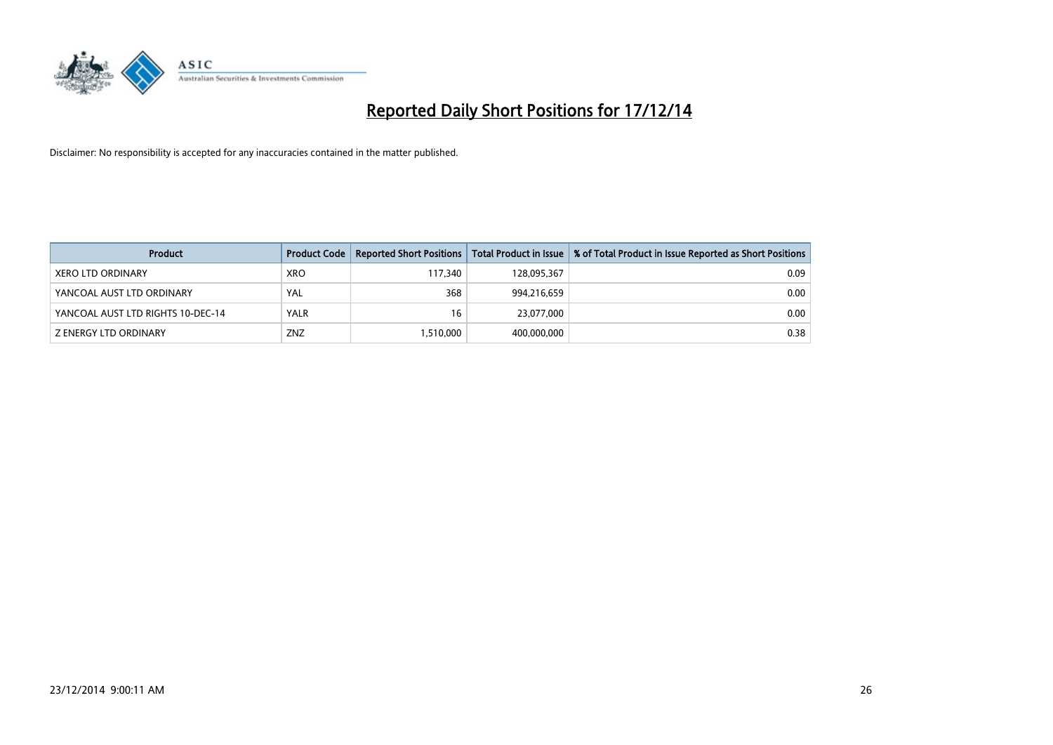# Reported Daily Short Positions for 17/12/14

Disclaimer: No responsibility is accepted for any inaccuracies contained in the matter published.

| Product | Product Code | Reported Short Positions | Total Product in Issue | % of Total Product in Issue Reported as Short Positions |
|---|---|---|---|---|
| XERO LTD ORDINARY | XRO | 117,340 | 128,095,367 | 0.09 |
| YANCOAL AUST LTD ORDINARY | YAL | 368 | 994,216,659 | 0.00 |
| YANCOAL AUST LTD RIGHTS 10-DEC-14 | YALR | 16 | 23,077,000 | 0.00 |
| Z ENERGY LTD ORDINARY | ZNZ | 1,510,000 | 400,000,000 | 0.38 |

23/12/2014 9:00:11 AM